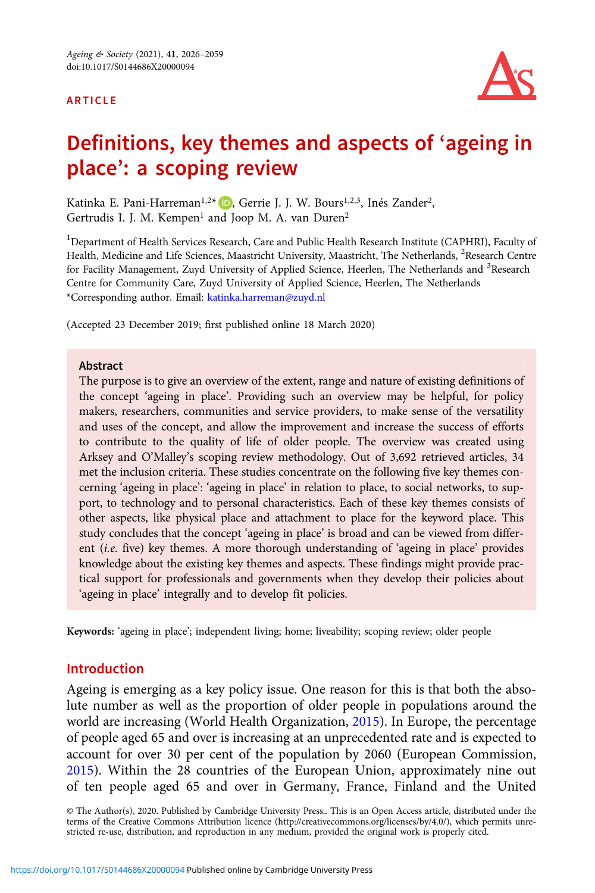ARTICLE

# Definitions, key themes and aspects of 'ageing in place': a scoping review

Katinka E. Pani-Harreman[1,2*], Gerrie J. J. W. Bours[1,2,3], Inés Zander[2], Gertrudis I. J. M. Kempen[1] and Joop M. A. van Duren[2]

[1]Department of Health Services Research, Care and Public Health Research Institute (CAPHRI), Faculty of Health, Medicine and Life Sciences, Maastricht University, Maastricht, The Netherlands, [2]Research Centre for Facility Management, Zuyd University of Applied Science, Heerlen, The Netherlands and [3]Research Centre for Community Care, Zuyd University of Applied Science, Heerlen, The Netherlands
*Corresponding author. Email: katinka.harreman@zuyd.nl

(Accepted 23 December 2019; first published online 18 March 2020)

## Abstract

The purpose is to give an overview of the extent, range and nature of existing definitions of the concept 'ageing in place'. Providing such an overview may be helpful, for policy makers, researchers, communities and service providers, to make sense of the versatility and uses of the concept, and allow the improvement and increase the success of efforts to contribute to the quality of life of older people. The overview was created using Arksey and O'Malley's scoping review methodology. Out of 3,692 retrieved articles, 34 met the inclusion criteria. These studies concentrate on the following five key themes concerning 'ageing in place': 'ageing in place' in relation to place, to social networks, to support, to technology and to personal characteristics. Each of these key themes consists of other aspects, like physical place and attachment to place for the keyword place. This study concludes that the concept 'ageing in place' is broad and can be viewed from different (*i.e.* five) key themes. A more thorough understanding of 'ageing in place' provides knowledge about the existing key themes and aspects. These findings might provide practical support for professionals and governments when they develop their policies about 'ageing in place' integrally and to develop fit policies.

**Keywords:** 'ageing in place'; independent living; home; liveability; scoping review; older people

## Introduction

Ageing is emerging as a key policy issue. One reason for this is that both the absolute number as well as the proportion of older people in populations around the world are increasing (World Health Organization, 2015). In Europe, the percentage of people aged 65 and over is increasing at an unprecedented rate and is expected to account for over 30 per cent of the population by 2060 (European Commission, 2015). Within the 28 countries of the European Union, approximately nine out of ten people aged 65 and over in Germany, France, Finland and the United

© The Author(s), 2020. Published by Cambridge University Press.. This is an Open Access article, distributed under the terms of the Creative Commons Attribution licence (http://creativecommons.org/licenses/by/4.0/), which permits unrestricted re-use, distribution, and reproduction in any medium, provided the original work is properly cited.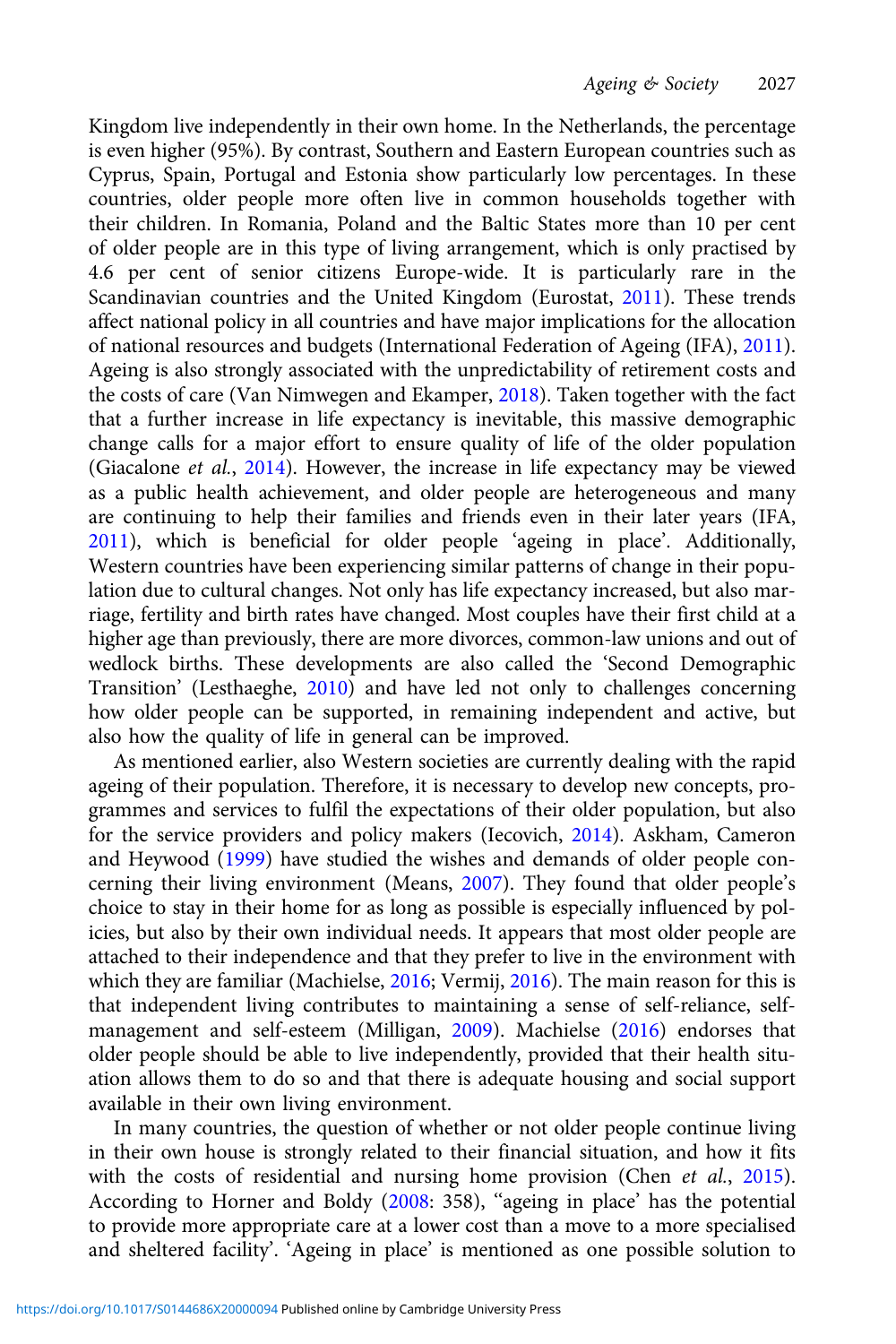Kingdom live independently in their own home. In the Netherlands, the percentage is even higher (95%). By contrast, Southern and Eastern European countries such as Cyprus, Spain, Portugal and Estonia show particularly low percentages. In these countries, older people more often live in common households together with their children. In Romania, Poland and the Baltic States more than 10 per cent of older people are in this type of living arrangement, which is only practised by 4.6 per cent of senior citizens Europe-wide. It is particularly rare in the Scandinavian countries and the United Kingdom (Eurostat, 2011). These trends affect national policy in all countries and have major implications for the allocation of national resources and budgets (International Federation of Ageing (IFA), 2011). Ageing is also strongly associated with the unpredictability of retirement costs and the costs of care (Van Nimwegen and Ekamper, 2018). Taken together with the fact that a further increase in life expectancy is inevitable, this massive demographic change calls for a major effort to ensure quality of life of the older population (Giacalone *et al.*, 2014). However, the increase in life expectancy may be viewed as a public health achievement, and older people are heterogeneous and many are continuing to help their families and friends even in their later years (IFA, 2011), which is beneficial for older people 'ageing in place'. Additionally, Western countries have been experiencing similar patterns of change in their population due to cultural changes. Not only has life expectancy increased, but also marriage, fertility and birth rates have changed. Most couples have their first child at a higher age than previously, there are more divorces, common-law unions and out of wedlock births. These developments are also called the 'Second Demographic Transition' (Lesthaeghe, 2010) and have led not only to challenges concerning how older people can be supported, in remaining independent and active, but also how the quality of life in general can be improved.

As mentioned earlier, also Western societies are currently dealing with the rapid ageing of their population. Therefore, it is necessary to develop new concepts, programmes and services to fulfil the expectations of their older population, but also for the service providers and policy makers (Iecovich, 2014). Askham, Cameron and Heywood (1999) have studied the wishes and demands of older people concerning their living environment (Means, 2007). They found that older people's choice to stay in their home for as long as possible is especially influenced by policies, but also by their own individual needs. It appears that most older people are attached to their independence and that they prefer to live in the environment with which they are familiar (Machielse, 2016; Vermij, 2016). The main reason for this is that independent living contributes to maintaining a sense of self-reliance, self-management and self-esteem (Milligan, 2009). Machielse (2016) endorses that older people should be able to live independently, provided that their health situation allows them to do so and that there is adequate housing and social support available in their own living environment.

In many countries, the question of whether or not older people continue living in their own house is strongly related to their financial situation, and how it fits with the costs of residential and nursing home provision (Chen *et al.*, 2015). According to Horner and Boldy (2008: 358), ''ageing in place' has the potential to provide more appropriate care at a lower cost than a move to a more specialised and sheltered facility'. 'Ageing in place' is mentioned as one possible solution to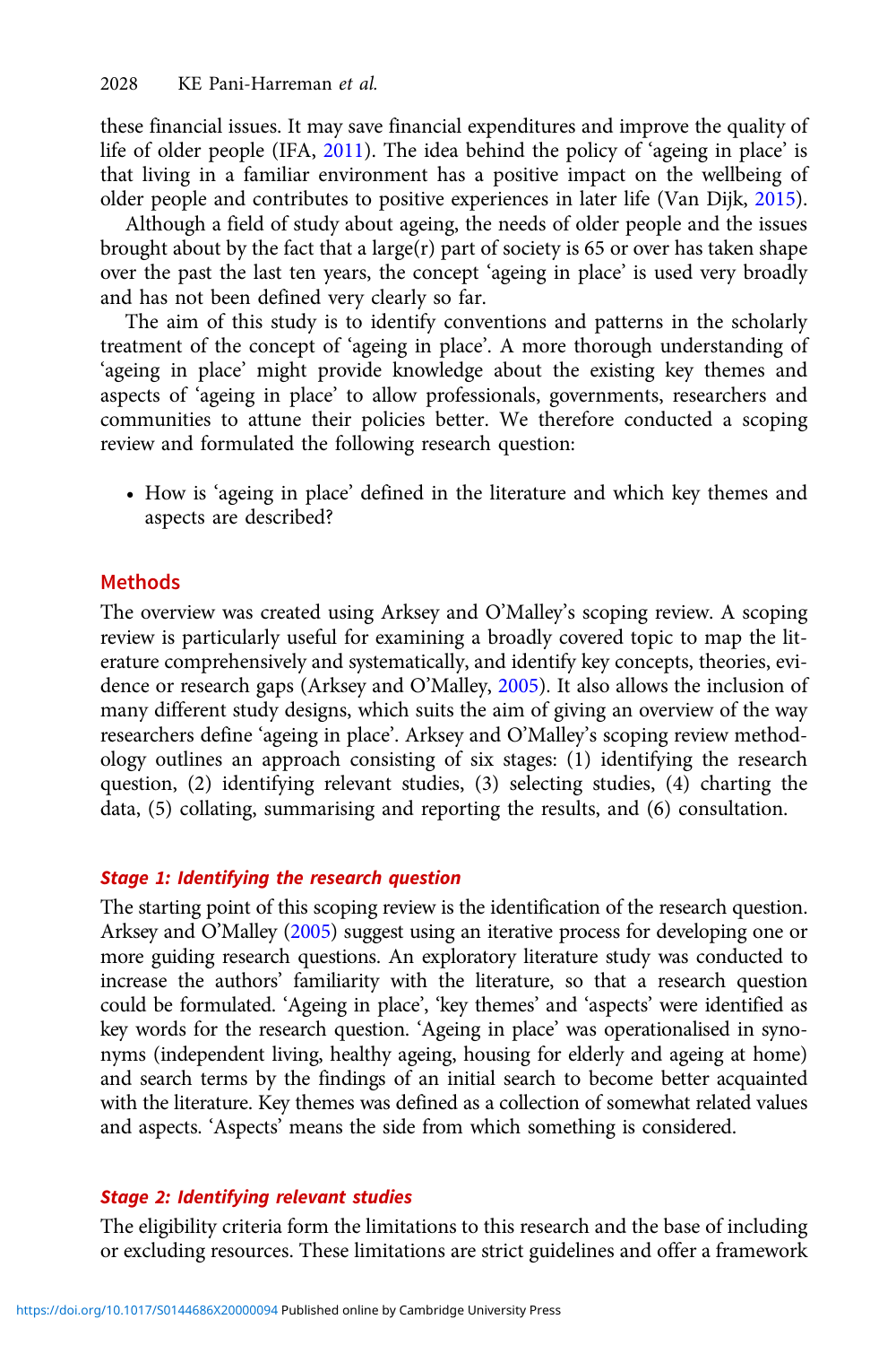these financial issues. It may save financial expenditures and improve the quality of life of older people (IFA, 2011). The idea behind the policy of 'ageing in place' is that living in a familiar environment has a positive impact on the wellbeing of older people and contributes to positive experiences in later life (Van Dijk, 2015).

Although a field of study about ageing, the needs of older people and the issues brought about by the fact that a large(r) part of society is 65 or over has taken shape over the past the last ten years, the concept 'ageing in place' is used very broadly and has not been defined very clearly so far.

The aim of this study is to identify conventions and patterns in the scholarly treatment of the concept of 'ageing in place'. A more thorough understanding of 'ageing in place' might provide knowledge about the existing key themes and aspects of 'ageing in place' to allow professionals, governments, researchers and communities to attune their policies better. We therefore conducted a scoping review and formulated the following research question:

- How is 'ageing in place' defined in the literature and which key themes and aspects are described?

## Methods

The overview was created using Arksey and O'Malley's scoping review. A scoping review is particularly useful for examining a broadly covered topic to map the literature comprehensively and systematically, and identify key concepts, theories, evidence or research gaps (Arksey and O'Malley, 2005). It also allows the inclusion of many different study designs, which suits the aim of giving an overview of the way researchers define 'ageing in place'. Arksey and O'Malley's scoping review methodology outlines an approach consisting of six stages: (1) identifying the research question, (2) identifying relevant studies, (3) selecting studies, (4) charting the data, (5) collating, summarising and reporting the results, and (6) consultation.

### *Stage 1: Identifying the research question*

The starting point of this scoping review is the identification of the research question. Arksey and O'Malley (2005) suggest using an iterative process for developing one or more guiding research questions. An exploratory literature study was conducted to increase the authors' familiarity with the literature, so that a research question could be formulated. 'Ageing in place', 'key themes' and 'aspects' were identified as key words for the research question. 'Ageing in place' was operationalised in synonyms (independent living, healthy ageing, housing for elderly and ageing at home) and search terms by the findings of an initial search to become better acquainted with the literature. Key themes was defined as a collection of somewhat related values and aspects. 'Aspects' means the side from which something is considered.

### *Stage 2: Identifying relevant studies*

The eligibility criteria form the limitations to this research and the base of including or excluding resources. These limitations are strict guidelines and offer a framework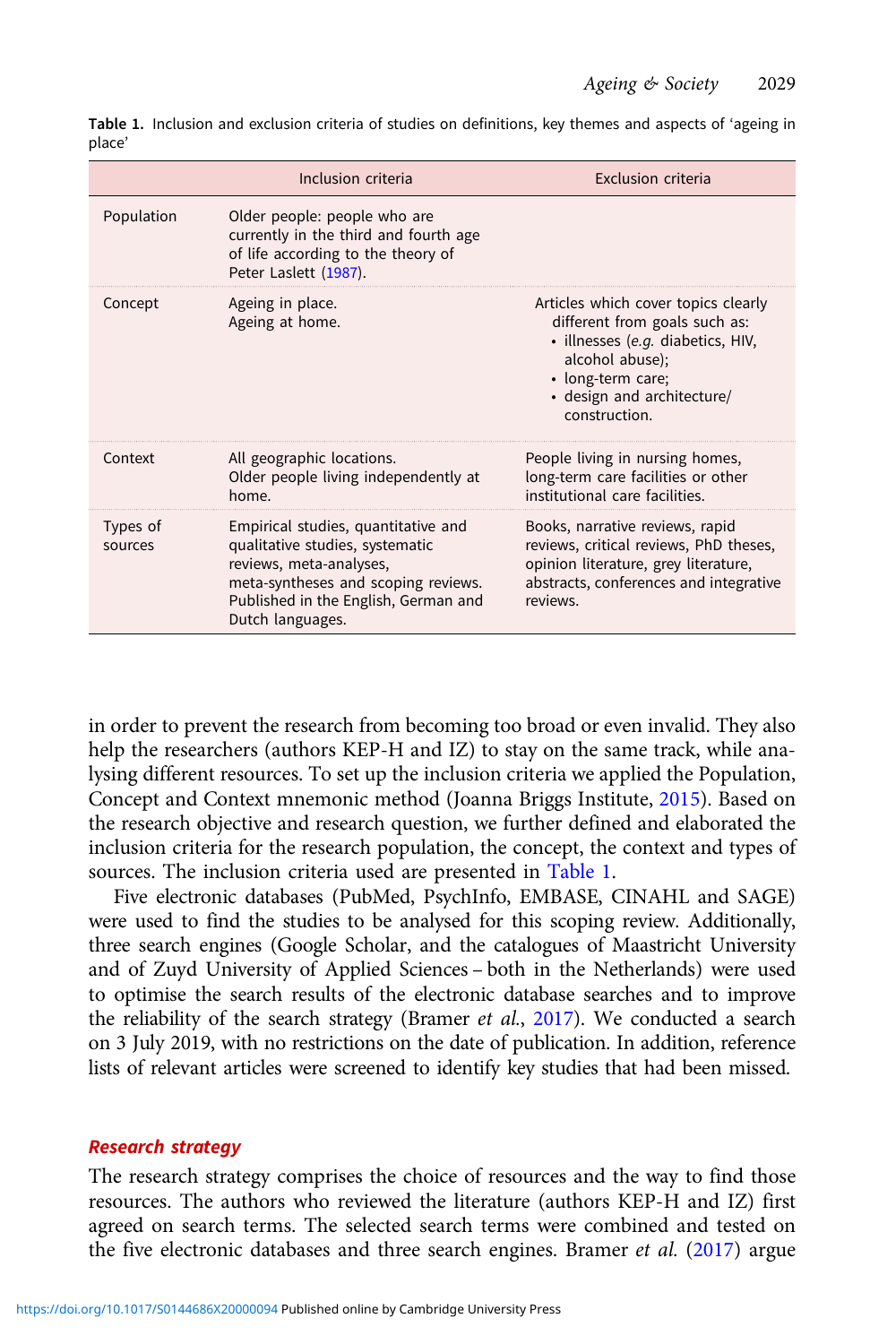**Table 1.** Inclusion and exclusion criteria of studies on definitions, key themes and aspects of 'ageing in place'

| | Inclusion criteria | Exclusion criteria |
|---|---|---|
| Population | Older people: people who are currently in the third and fourth age of life according to the theory of Peter Laslett (1987). | |
| Concept | Ageing in place.<br>Ageing at home. | Articles which cover topics clearly different from goals such as:<br>• illnesses (*e.g.* diabetics, HIV, alcohol abuse);<br>• long-term care;<br>• design and architecture/construction. |
| Context | All geographic locations.<br>Older people living independently at home. | People living in nursing homes, long-term care facilities or other institutional care facilities. |
| Types of sources | Empirical studies, quantitative and qualitative studies, systematic reviews, meta-analyses, meta-syntheses and scoping reviews. Published in the English, German and Dutch languages. | Books, narrative reviews, rapid reviews, critical reviews, PhD theses, opinion literature, grey literature, abstracts, conferences and integrative reviews. |

in order to prevent the research from becoming too broad or even invalid. They also help the researchers (authors KEP-H and IZ) to stay on the same track, while analysing different resources. To set up the inclusion criteria we applied the Population, Concept and Context mnemonic method (Joanna Briggs Institute, 2015). Based on the research objective and research question, we further defined and elaborated the inclusion criteria for the research population, the concept, the context and types of sources. The inclusion criteria used are presented in Table 1.

Five electronic databases (PubMed, PsychInfo, EMBASE, CINAHL and SAGE) were used to find the studies to be analysed for this scoping review. Additionally, three search engines (Google Scholar, and the catalogues of Maastricht University and of Zuyd University of Applied Sciences – both in the Netherlands) were used to optimise the search results of the electronic database searches and to improve the reliability of the search strategy (Bramer *et al.*, 2017). We conducted a search on 3 July 2019, with no restrictions on the date of publication. In addition, reference lists of relevant articles were screened to identify key studies that had been missed.

### *Research strategy*

The research strategy comprises the choice of resources and the way to find those resources. The authors who reviewed the literature (authors KEP-H and IZ) first agreed on search terms. The selected search terms were combined and tested on the five electronic databases and three search engines. Bramer *et al.* (2017) argue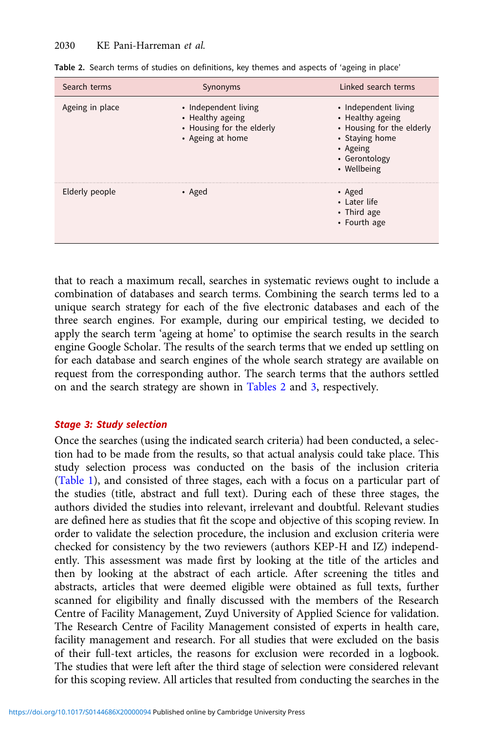Table 2. Search terms of studies on definitions, key themes and aspects of 'ageing in place'

| Search terms | Synonyms | Linked search terms |
|---|---|---|
| Ageing in place | • Independent living<br>• Healthy ageing<br>• Housing for the elderly<br>• Ageing at home | • Independent living<br>• Healthy ageing<br>• Housing for the elderly<br>• Staying home<br>• Ageing<br>• Gerontology<br>• Wellbeing |
| Elderly people | • Aged | • Aged<br>• Later life<br>• Third age<br>• Fourth age |

that to reach a maximum recall, searches in systematic reviews ought to include a combination of databases and search terms. Combining the search terms led to a unique search strategy for each of the five electronic databases and each of the three search engines. For example, during our empirical testing, we decided to apply the search term 'ageing at home' to optimise the search results in the search engine Google Scholar. The results of the search terms that we ended up settling on for each database and search engines of the whole search strategy are available on request from the corresponding author. The search terms that the authors settled on and the search strategy are shown in Tables 2 and 3, respectively.

### *Stage 3: Study selection*

Once the searches (using the indicated search criteria) had been conducted, a selection had to be made from the results, so that actual analysis could take place. This study selection process was conducted on the basis of the inclusion criteria (Table 1), and consisted of three stages, each with a focus on a particular part of the studies (title, abstract and full text). During each of these three stages, the authors divided the studies into relevant, irrelevant and doubtful. Relevant studies are defined here as studies that fit the scope and objective of this scoping review. In order to validate the selection procedure, the inclusion and exclusion criteria were checked for consistency by the two reviewers (authors KEP-H and IZ) independently. This assessment was made first by looking at the title of the articles and then by looking at the abstract of each article. After screening the titles and abstracts, articles that were deemed eligible were obtained as full texts, further scanned for eligibility and finally discussed with the members of the Research Centre of Facility Management, Zuyd University of Applied Science for validation. The Research Centre of Facility Management consisted of experts in health care, facility management and research. For all studies that were excluded on the basis of their full-text articles, the reasons for exclusion were recorded in a logbook. The studies that were left after the third stage of selection were considered relevant for this scoping review. All articles that resulted from conducting the searches in the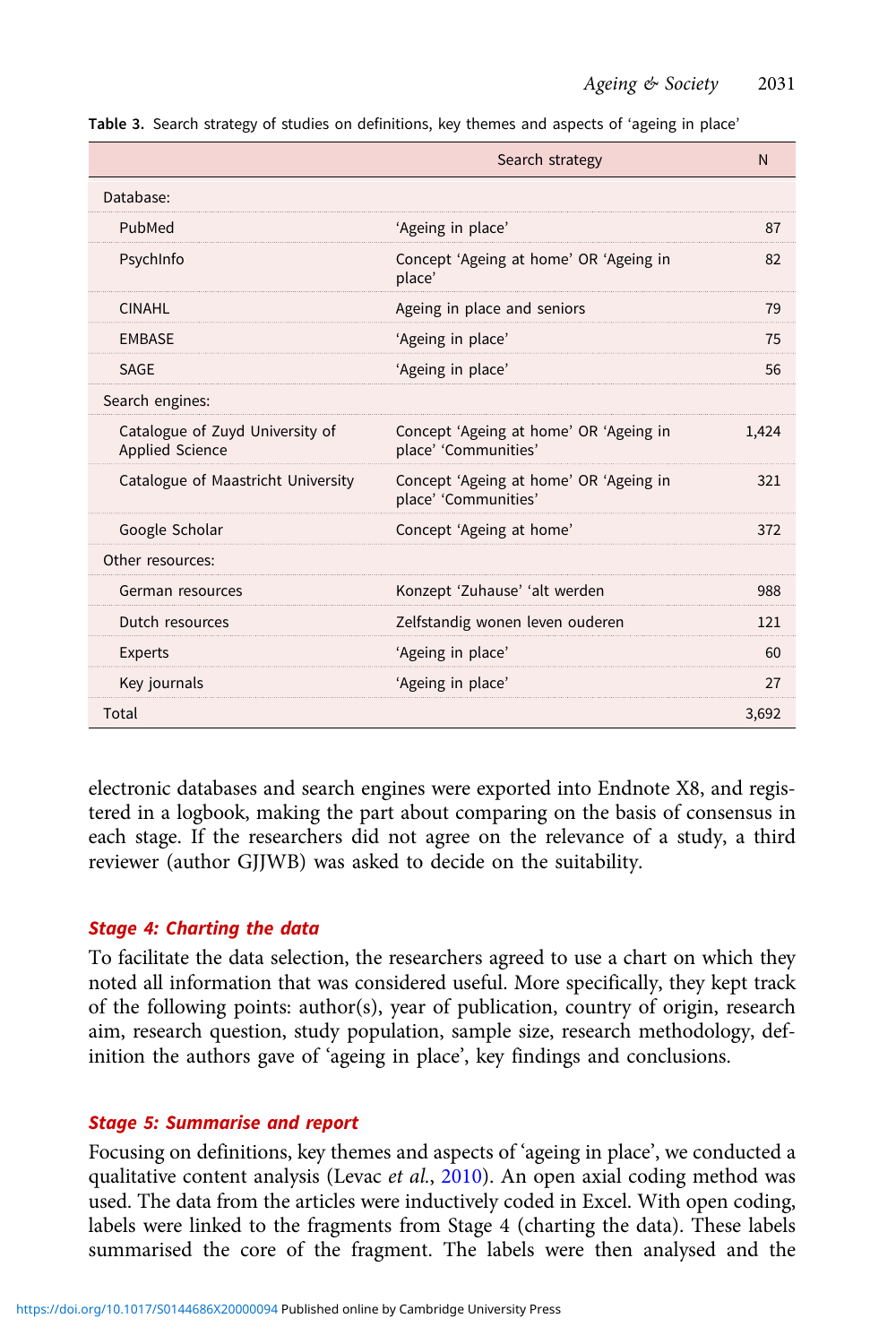Table 3. Search strategy of studies on definitions, key themes and aspects of 'ageing in place'

| | Search strategy | N |
|---|---|---|
| Database: | | |
| PubMed | 'Ageing in place' | 87 |
| PsychInfo | Concept 'Ageing at home' OR 'Ageing in place' | 82 |
| CINAHL | Ageing in place and seniors | 79 |
| EMBASE | 'Ageing in place' | 75 |
| SAGE | 'Ageing in place' | 56 |
| Search engines: | | |
| Catalogue of Zuyd University of Applied Science | Concept 'Ageing at home' OR 'Ageing in place' 'Communities' | 1,424 |
| Catalogue of Maastricht University | Concept 'Ageing at home' OR 'Ageing in place' 'Communities' | 321 |
| Google Scholar | Concept 'Ageing at home' | 372 |
| Other resources: | | |
| German resources | Konzept 'Zuhause' 'alt werden | 988 |
| Dutch resources | Zelfstandig wonen leven ouderen | 121 |
| Experts | 'Ageing in place' | 60 |
| Key journals | 'Ageing in place' | 27 |
| Total | | 3,692 |

electronic databases and search engines were exported into Endnote X8, and registered in a logbook, making the part about comparing on the basis of consensus in each stage. If the researchers did not agree on the relevance of a study, a third reviewer (author GJJWB) was asked to decide on the suitability.

### *Stage 4: Charting the data*

To facilitate the data selection, the researchers agreed to use a chart on which they noted all information that was considered useful. More specifically, they kept track of the following points: author(s), year of publication, country of origin, research aim, research question, study population, sample size, research methodology, definition the authors gave of 'ageing in place', key findings and conclusions.

### *Stage 5: Summarise and report*

Focusing on definitions, key themes and aspects of 'ageing in place', we conducted a qualitative content analysis (Levac *et al.*, 2010). An open axial coding method was used. The data from the articles were inductively coded in Excel. With open coding, labels were linked to the fragments from Stage 4 (charting the data). These labels summarised the core of the fragment. The labels were then analysed and the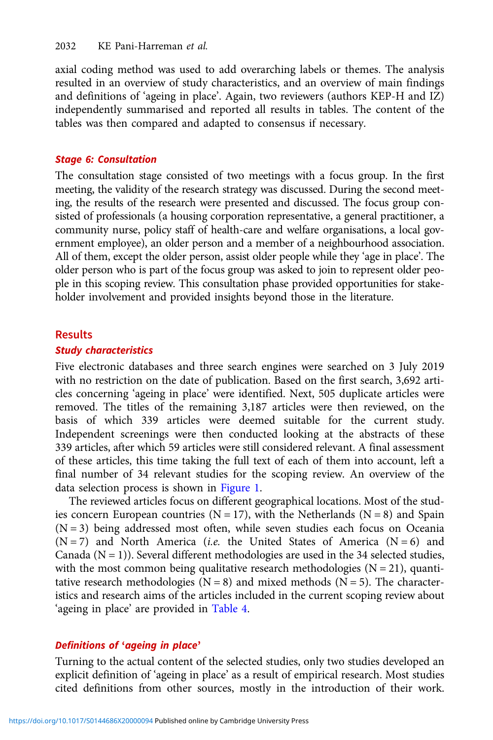axial coding method was used to add overarching labels or themes. The analysis resulted in an overview of study characteristics, and an overview of main findings and definitions of 'ageing in place'. Again, two reviewers (authors KEP-H and IZ) independently summarised and reported all results in tables. The content of the tables was then compared and adapted to consensus if necessary.

### *Stage 6: Consultation*

The consultation stage consisted of two meetings with a focus group. In the first meeting, the validity of the research strategy was discussed. During the second meeting, the results of the research were presented and discussed. The focus group consisted of professionals (a housing corporation representative, a general practitioner, a community nurse, policy staff of health-care and welfare organisations, a local government employee), an older person and a member of a neighbourhood association. All of them, except the older person, assist older people while they 'age in place'. The older person who is part of the focus group was asked to join to represent older people in this scoping review. This consultation phase provided opportunities for stakeholder involvement and provided insights beyond those in the literature.

## Results

### *Study characteristics*

Five electronic databases and three search engines were searched on 3 July 2019 with no restriction on the date of publication. Based on the first search, 3,692 articles concerning 'ageing in place' were identified. Next, 505 duplicate articles were removed. The titles of the remaining 3,187 articles were then reviewed, on the basis of which 339 articles were deemed suitable for the current study. Independent screenings were then conducted looking at the abstracts of these 339 articles, after which 59 articles were still considered relevant. A final assessment of these articles, this time taking the full text of each of them into account, left a final number of 34 relevant studies for the scoping review. An overview of the data selection process is shown in Figure 1.

The reviewed articles focus on different geographical locations. Most of the studies concern European countries (N = 17), with the Netherlands (N = 8) and Spain (N = 3) being addressed most often, while seven studies each focus on Oceania (N = 7) and North America (*i.e.* the United States of America (N = 6) and Canada (N = 1)). Several different methodologies are used in the 34 selected studies, with the most common being qualitative research methodologies (N = 21), quantitative research methodologies (N = 8) and mixed methods (N = 5). The characteristics and research aims of the articles included in the current scoping review about 'ageing in place' are provided in Table 4.

### *Definitions of 'ageing in place'*

Turning to the actual content of the selected studies, only two studies developed an explicit definition of 'ageing in place' as a result of empirical research. Most studies cited definitions from other sources, mostly in the introduction of their work.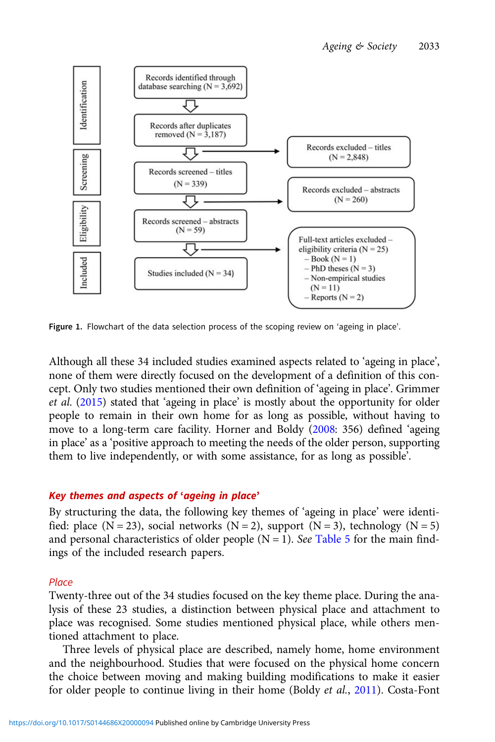Identification

Records identified through database searching (N = 3,692)

Records after duplicates removed (N = 3,187)

Screening

Records screened – titles (N = 339)

Records excluded – titles (N = 2,848)

Eligibility

Records screened – abstracts (N = 59)

Records excluded – abstracts (N = 260)

Included

Studies included (N = 34)

Full-text articles excluded – eligibility criteria (N = 25)
- Book (N = 1)
- PhD theses (N = 3)
- Non-empirical studies (N = 11)
- Reports (N = 2)

**Figure 1.** Flowchart of the data selection process of the scoping review on 'ageing in place'.

Although all these 34 included studies examined aspects related to 'ageing in place', none of them were directly focused on the development of a definition of this concept. Only two studies mentioned their own definition of 'ageing in place'. Grimmer *et al.* (2015) stated that 'ageing in place' is mostly about the opportunity for older people to remain in their own home for as long as possible, without having to move to a long-term care facility. Horner and Boldy (2008: 356) defined 'ageing in place' as a 'positive approach to meeting the needs of the older person, supporting them to live independently, or with some assistance, for as long as possible'.

### *Key themes and aspects of 'ageing in place'*

By structuring the data, the following key themes of 'ageing in place' were identified: place (N = 23), social networks (N = 2), support (N = 3), technology (N = 5) and personal characteristics of older people (N = 1). *See* Table 5 for the main findings of the included research papers.

#### *Place*

Twenty-three out of the 34 studies focused on the key theme place. During the analysis of these 23 studies, a distinction between physical place and attachment to place was recognised. Some studies mentioned physical place, while others mentioned attachment to place.

Three levels of physical place are described, namely home, home environment and the neighbourhood. Studies that were focused on the physical home concern the choice between moving and making building modifications to make it easier for older people to continue living in their home (Boldy *et al.*, 2011). Costa-Font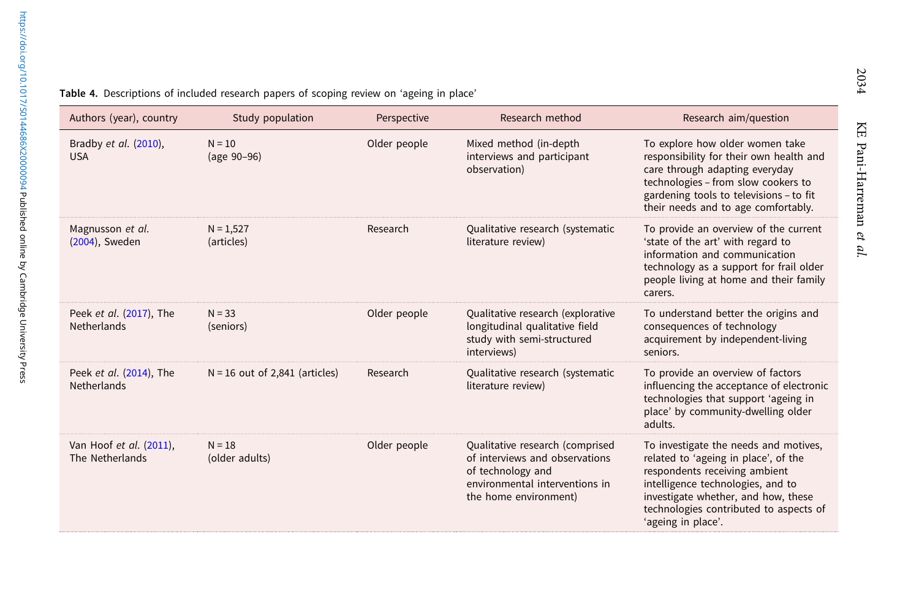**Table 4.** Descriptions of included research papers of scoping review on 'ageing in place'

| Authors (year), country | Study population | Perspective | Research method | Research aim/question |
|---|---|---|---|---|
| Bradby *et al.* (2010), USA | N = 10 (age 90–96) | Older people | Mixed method (in-depth interviews and participant observation) | To explore how older women take responsibility for their own health and care through adapting everyday technologies – from slow cookers to gardening tools to televisions – to fit their needs and to age comfortably. |
| Magnusson *et al.* (2004), Sweden | N = 1,527 (articles) | Research | Qualitative research (systematic literature review) | To provide an overview of the current 'state of the art' with regard to information and communication technology as a support for frail older people living at home and their family carers. |
| Peek *et al.* (2017), The Netherlands | N = 33 (seniors) | Older people | Qualitative research (explorative longitudinal qualitative field study with semi-structured interviews) | To understand better the origins and consequences of technology acquirement by independent-living seniors. |
| Peek *et al.* (2014), The Netherlands | N = 16 out of 2,841 (articles) | Research | Qualitative research (systematic literature review) | To provide an overview of factors influencing the acceptance of electronic technologies that support 'ageing in place' by community-dwelling older adults. |
| Van Hoof *et al.* (2011), The Netherlands | N = 18 (older adults) | Older people | Qualitative research (comprised of interviews and observations of technology and environmental interventions in the home environment) | To investigate the needs and motives, related to 'ageing in place', of the respondents receiving ambient intelligence technologies, and to investigate whether, and how, these technologies contributed to aspects of 'ageing in place'. |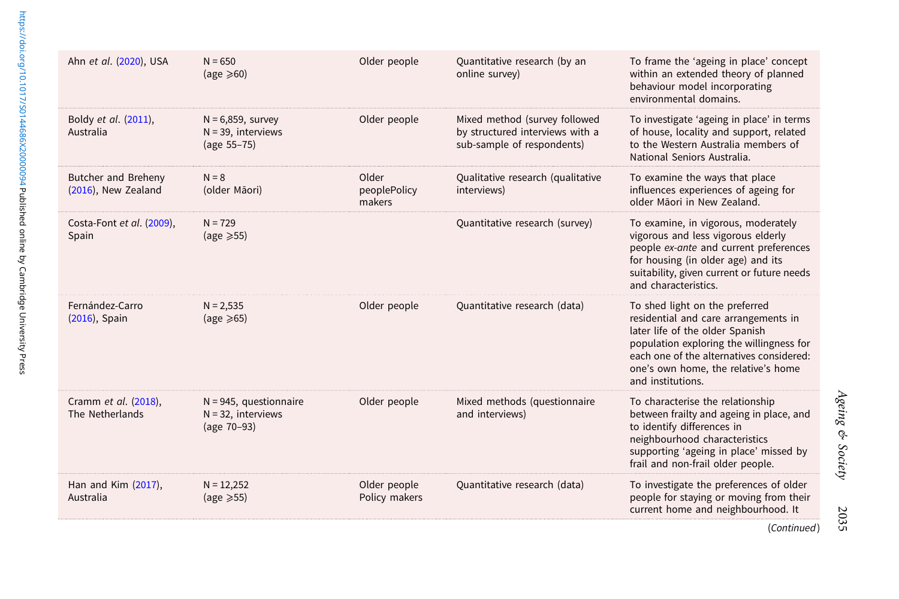| | | | | |
|---|---|---|---|---|
| Ahn *et al*. (2020), USA | N = 650 (age ⩾60) | Older people | Quantitative research (by an online survey) | To frame the 'ageing in place' concept within an extended theory of planned behaviour model incorporating environmental domains. |
| Boldy *et al*. (2011), Australia | N = 6,859, survey N = 39, interviews (age 55–75) | Older people | Mixed method (survey followed by structured interviews with a sub-sample of respondents) | To investigate 'ageing in place' in terms of house, locality and support, related to the Western Australia members of National Seniors Australia. |
| Butcher and Breheny (2016), New Zealand | N = 8 (older Māori) | Older peoplePolicy makers | Qualitative research (qualitative interviews) | To examine the ways that place influences experiences of ageing for older Māori in New Zealand. |
| Costa-Font *et al*. (2009), Spain | N = 729 (age ⩾55) | | Quantitative research (survey) | To examine, in vigorous, moderately vigorous and less vigorous elderly people *ex-ante* and current preferences for housing (in older age) and its suitability, given current or future needs and characteristics. |
| Fernández-Carro (2016), Spain | N = 2,535 (age ⩾65) | Older people | Quantitative research (data) | To shed light on the preferred residential and care arrangements in later life of the older Spanish population exploring the willingness for each one of the alternatives considered: one's own home, the relative's home and institutions. |
| Cramm *et al*. (2018), The Netherlands | N = 945, questionnaire N = 32, interviews (age 70–93) | Older people | Mixed methods (questionnaire and interviews) | To characterise the relationship between frailty and ageing in place, and to identify differences in neighbourhood characteristics supporting 'ageing in place' missed by frail and non-frail older people. |
| Han and Kim (2017), Australia | N = 12,252 (age ⩾55) | Older people Policy makers | Quantitative research (data) | To investigate the preferences of older people for staying or moving from their current home and neighbourhood. It |

(*Continued*)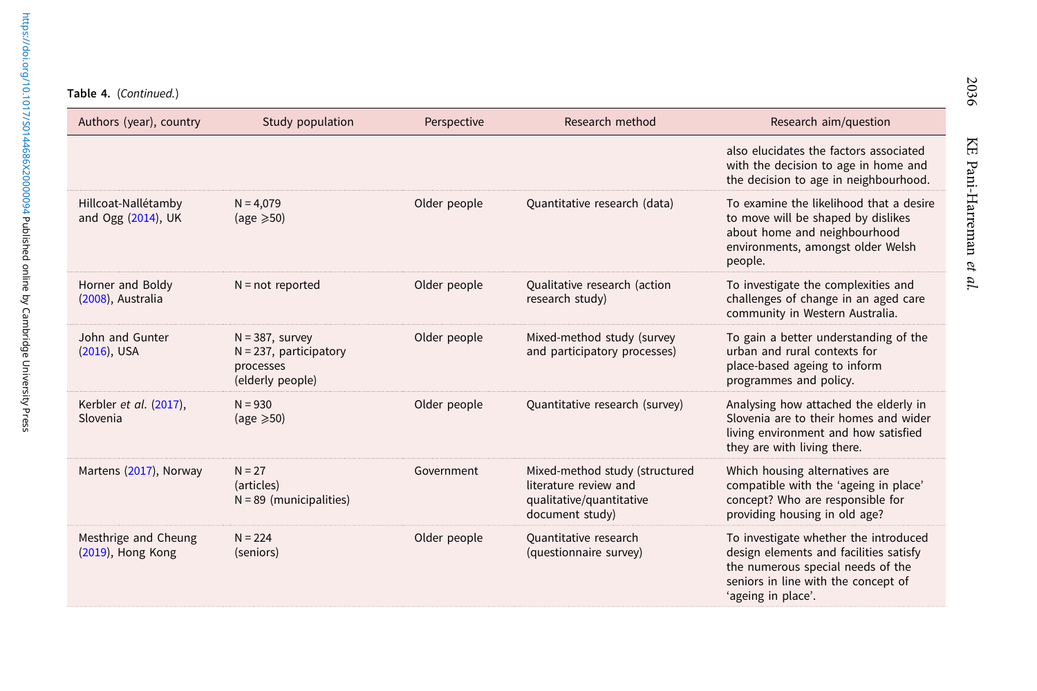**Table 4.** (*Continued.*)

| Authors (year), country | Study population | Perspective | Research method | Research aim/question |
|---|---|---|---|---|
| | | | | also elucidates the factors associated with the decision to age in home and the decision to age in neighbourhood. |
| Hillcoat-Nallétamby and Ogg (2014), UK | N = 4,079 (age ⩾50) | Older people | Quantitative research (data) | To examine the likelihood that a desire to move will be shaped by dislikes about home and neighbourhood environments, amongst older Welsh people. |
| Horner and Boldy (2008), Australia | N = not reported | Older people | Qualitative research (action research study) | To investigate the complexities and challenges of change in an aged care community in Western Australia. |
| John and Gunter (2016), USA | N = 387, survey<br>N = 237, participatory processes<br>(elderly people) | Older people | Mixed-method study (survey and participatory processes) | To gain a better understanding of the urban and rural contexts for place-based ageing to inform programmes and policy. |
| Kerbler *et al*. (2017), Slovenia | N = 930 (age ⩾50) | Older people | Quantitative research (survey) | Analysing how attached the elderly in Slovenia are to their homes and wider living environment and how satisfied they are with living there. |
| Martens (2017), Norway | N = 27 (articles)<br>N = 89 (municipalities) | Government | Mixed-method study (structured literature review and qualitative/quantitative document study) | Which housing alternatives are compatible with the 'ageing in place' concept? Who are responsible for providing housing in old age? |
| Mesthrige and Cheung (2019), Hong Kong | N = 224 (seniors) | Older people | Quantitative research (questionnaire survey) | To investigate whether the introduced design elements and facilities satisfy the numerous special needs of the seniors in line with the concept of 'ageing in place'. |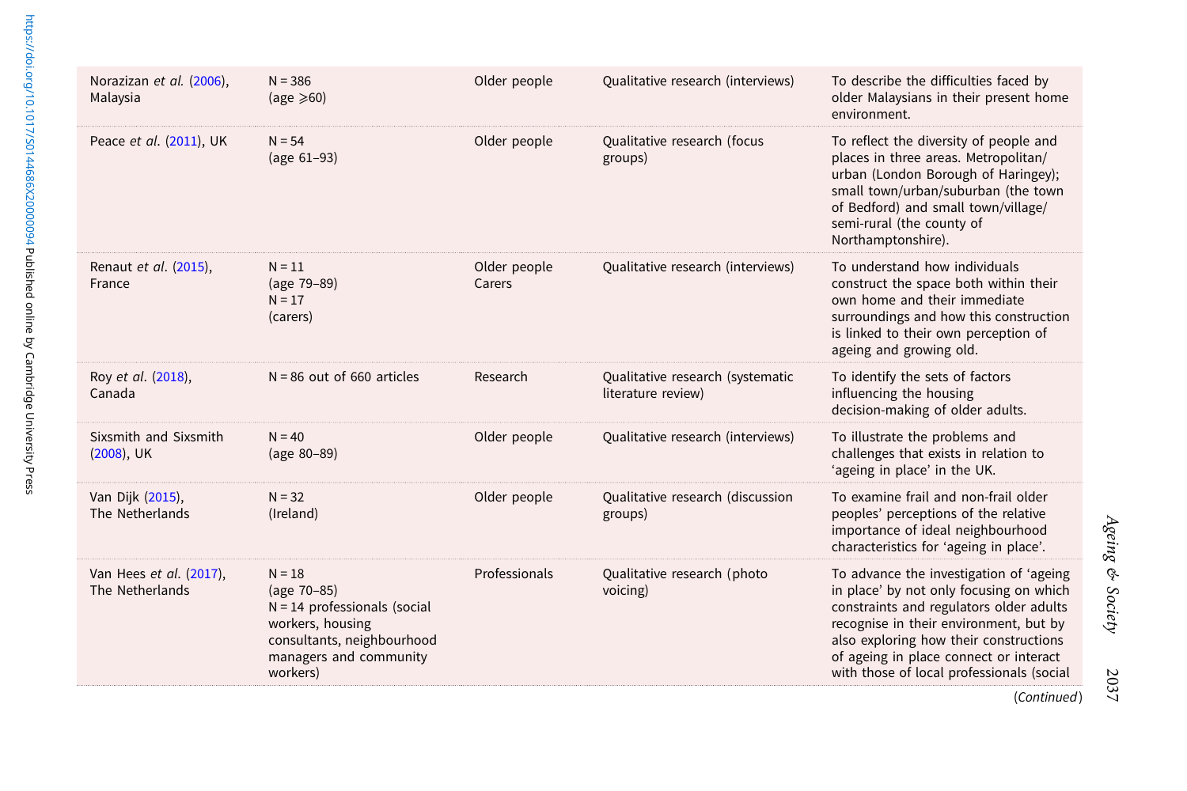| | | | | |
|---|---|---|---|---|
| Norazizan *et al.* (2006), Malaysia | N = 386 (age ⩾60) | Older people | Qualitative research (interviews) | To describe the difficulties faced by older Malaysians in their present home environment. |
| Peace *et al.* (2011), UK | N = 54 (age 61–93) | Older people | Qualitative research (focus groups) | To reflect the diversity of people and places in three areas. Metropolitan/urban (London Borough of Haringey); small town/urban/suburban (the town of Bedford) and small town/village/semi-rural (the county of Northamptonshire). |
| Renaut *et al.* (2015), France | N = 11 (age 79–89) N = 17 (carers) | Older people Carers | Qualitative research (interviews) | To understand how individuals construct the space both within their own home and their immediate surroundings and how this construction is linked to their own perception of ageing and growing old. |
| Roy *et al.* (2018), Canada | N = 86 out of 660 articles | Research | Qualitative research (systematic literature review) | To identify the sets of factors influencing the housing decision-making of older adults. |
| Sixsmith and Sixsmith (2008), UK | N = 40 (age 80–89) | Older people | Qualitative research (interviews) | To illustrate the problems and challenges that exists in relation to 'ageing in place' in the UK. |
| Van Dijk (2015), The Netherlands | N = 32 (Ireland) | Older people | Qualitative research (discussion groups) | To examine frail and non-frail older peoples' perceptions of the relative importance of ideal neighbourhood characteristics for 'ageing in place'. |
| Van Hees *et al.* (2017), The Netherlands | N = 18 (age 70–85) N = 14 professionals (social workers, housing consultants, neighbourhood managers and community workers) | Professionals | Qualitative research (photo voicing) | To advance the investigation of 'ageing in place' by not only focusing on which constraints and regulators older adults recognise in their environment, but by also exploring how their constructions of ageing in place connect or interact with those of local professionals (social |

(*Continued*)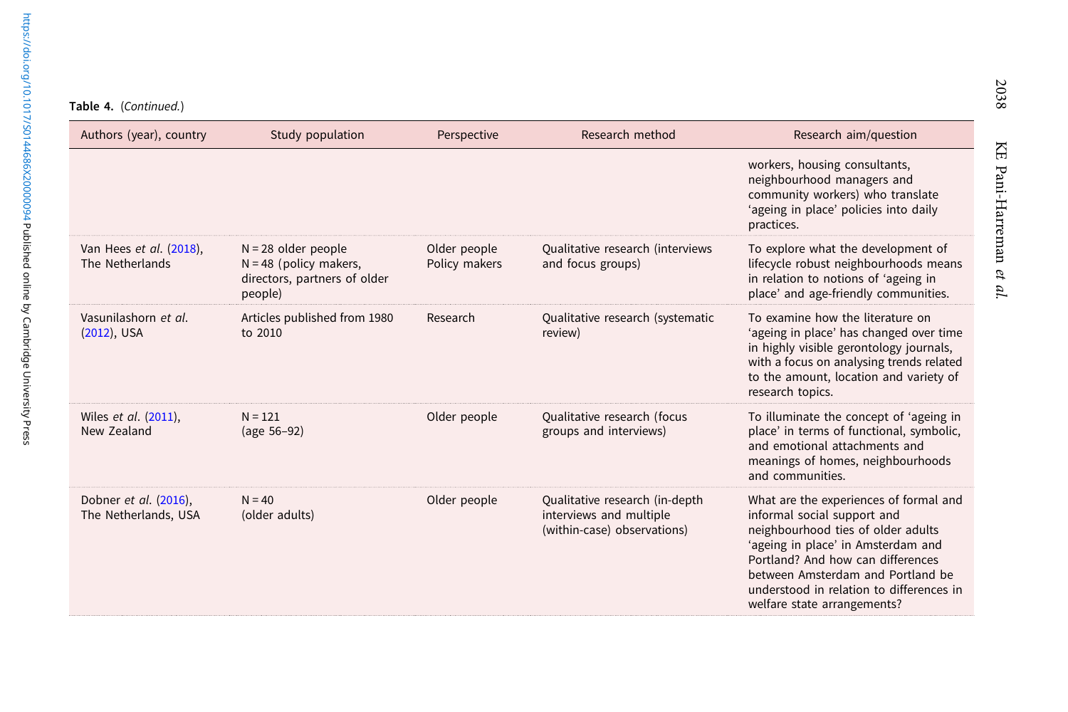**Table 4.** (*Continued.*)

| Authors (year), country | Study population | Perspective | Research method | Research aim/question |
|---|---|---|---|---|
| | | | | workers, housing consultants, neighbourhood managers and community workers) who translate 'ageing in place' policies into daily practices. |
| Van Hees *et al.* (2018), The Netherlands | N = 28 older people<br>N = 48 (policy makers, directors, partners of older people) | Older people<br>Policy makers | Qualitative research (interviews and focus groups) | To explore what the development of lifecycle robust neighbourhoods means in relation to notions of 'ageing in place' and age-friendly communities. |
| Vasunilashorn *et al.* (2012), USA | Articles published from 1980 to 2010 | Research | Qualitative research (systematic review) | To examine how the literature on 'ageing in place' has changed over time in highly visible gerontology journals, with a focus on analysing trends related to the amount, location and variety of research topics. |
| Wiles *et al.* (2011), New Zealand | N = 121<br>(age 56–92) | Older people | Qualitative research (focus groups and interviews) | To illuminate the concept of 'ageing in place' in terms of functional, symbolic, and emotional attachments and meanings of homes, neighbourhoods and communities. |
| Dobner *et al.* (2016), The Netherlands, USA | N = 40<br>(older adults) | Older people | Qualitative research (in-depth interviews and multiple (within-case) observations) | What are the experiences of formal and informal social support and neighbourhood ties of older adults 'ageing in place' in Amsterdam and Portland? And how can differences between Amsterdam and Portland be understood in relation to differences in welfare state arrangements? |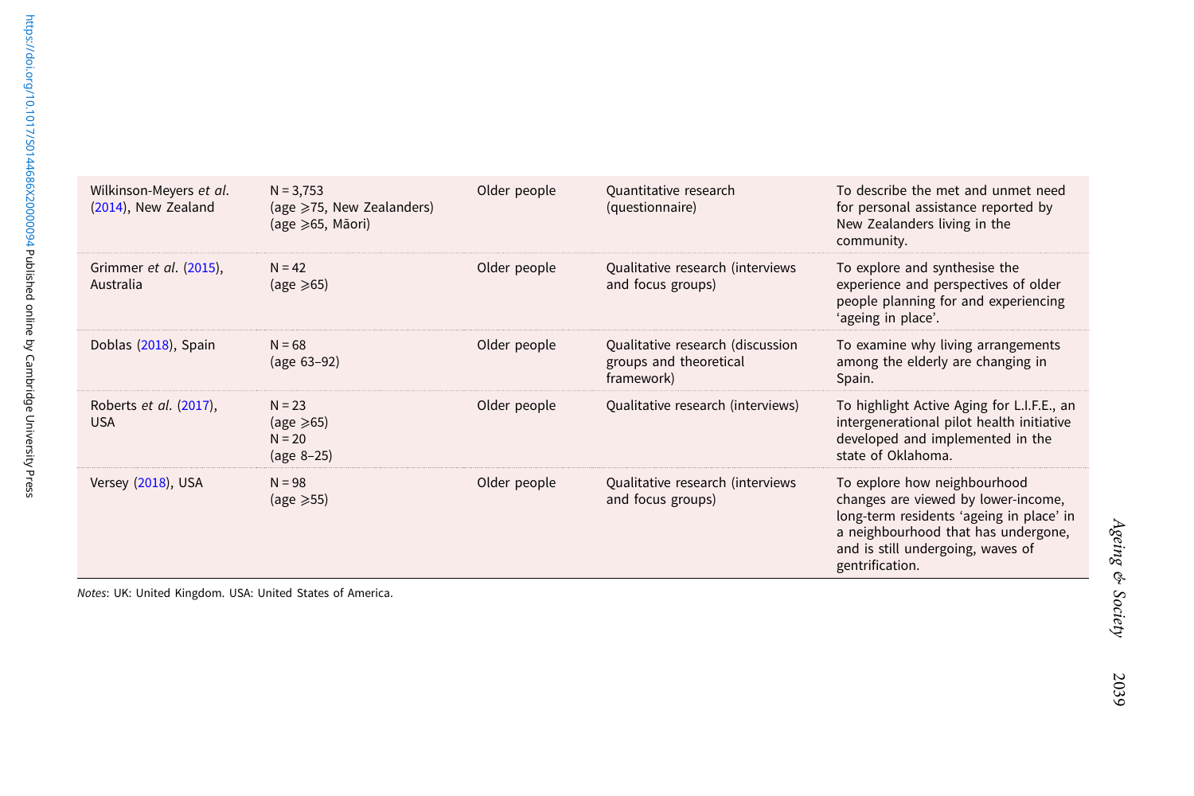| | | | | |
|---|---|---|---|---|
| Wilkinson-Meyers *et al*. (2014), New Zealand | N = 3,753 (age ⩾75, New Zealanders) (age ⩾65, Māori) | Older people | Quantitative research (questionnaire) | To describe the met and unmet need for personal assistance reported by New Zealanders living in the community. |
| Grimmer *et al*. (2015), Australia | N = 42 (age ⩾65) | Older people | Qualitative research (interviews and focus groups) | To explore and synthesise the experience and perspectives of older people planning for and experiencing 'ageing in place'. |
| Doblas (2018), Spain | N = 68 (age 63–92) | Older people | Qualitative research (discussion groups and theoretical framework) | To examine why living arrangements among the elderly are changing in Spain. |
| Roberts *et al*. (2017), USA | N = 23 (age ⩾65) N = 20 (age 8–25) | Older people | Qualitative research (interviews) | To highlight Active Aging for L.I.F.E., an intergenerational pilot health initiative developed and implemented in the state of Oklahoma. |
| Versey (2018), USA | N = 98 (age ⩾55) | Older people | Qualitative research (interviews and focus groups) | To explore how neighbourhood changes are viewed by lower-income, long-term residents 'ageing in place' in a neighbourhood that has undergone, and is still undergoing, waves of gentrification. |

*Notes*: UK: United Kingdom. USA: United States of America.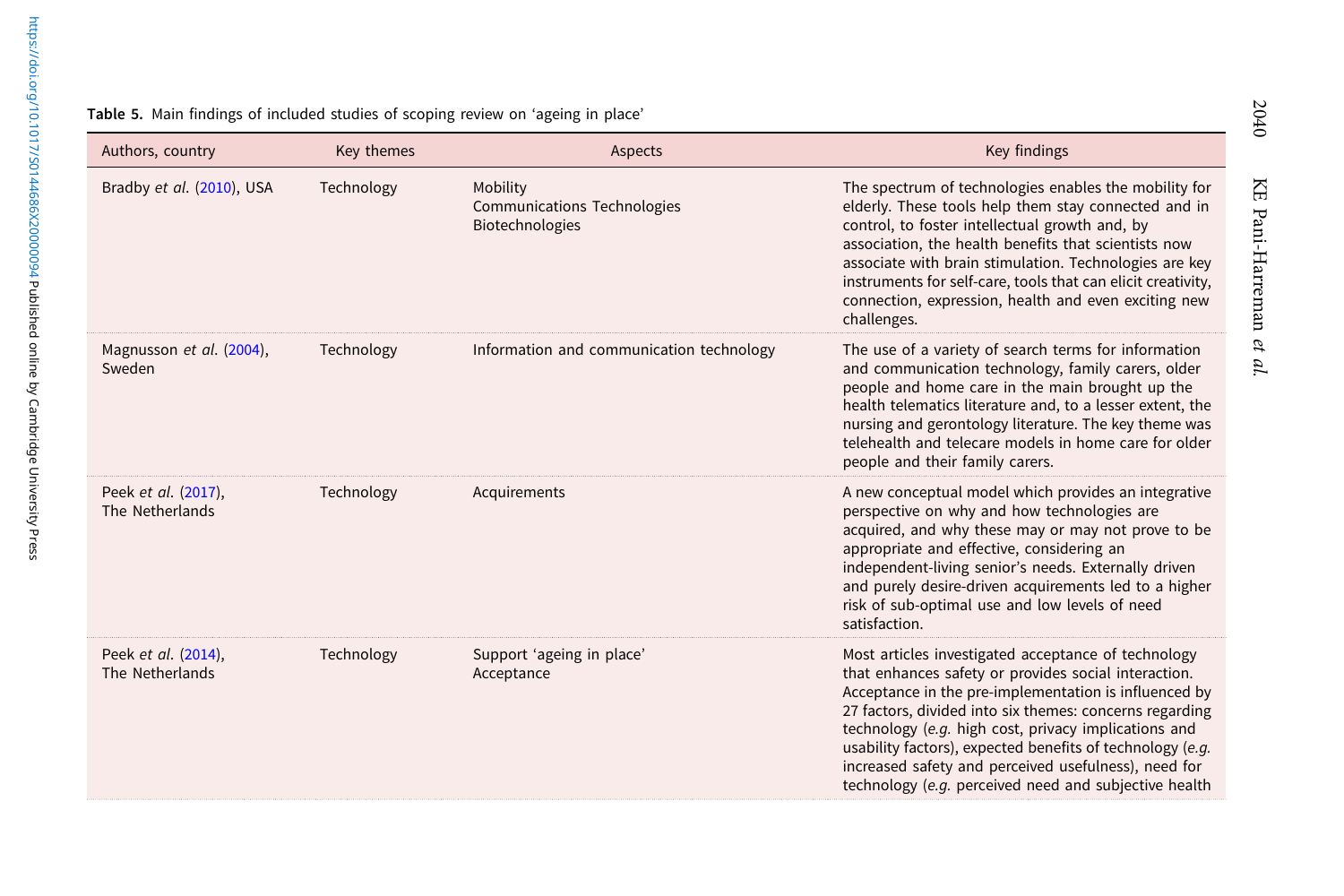**Table 5.** Main findings of included studies of scoping review on 'ageing in place'

| Authors, country | Key themes | Aspects | Key findings |
|---|---|---|---|
| Bradby *et al*. (2010), USA | Technology | Mobility<br>Communications Technologies<br>Biotechnologies | The spectrum of technologies enables the mobility for elderly. These tools help them stay connected and in control, to foster intellectual growth and, by association, the health benefits that scientists now associate with brain stimulation. Technologies are key instruments for self-care, tools that can elicit creativity, connection, expression, health and even exciting new challenges. |
| Magnusson *et al*. (2004), Sweden | Technology | Information and communication technology | The use of a variety of search terms for information and communication technology, family carers, older people and home care in the main brought up the health telematics literature and, to a lesser extent, the nursing and gerontology literature. The key theme was telehealth and telecare models in home care for older people and their family carers. |
| Peek *et al*. (2017), The Netherlands | Technology | Acquirements | A new conceptual model which provides an integrative perspective on why and how technologies are acquired, and why these may or may not prove to be appropriate and effective, considering an independent-living senior's needs. Externally driven and purely desire-driven acquirements led to a higher risk of sub-optimal use and low levels of need satisfaction. |
| Peek *et al*. (2014), The Netherlands | Technology | Support 'ageing in place'<br>Acceptance | Most articles investigated acceptance of technology that enhances safety or provides social interaction. Acceptance in the pre-implementation is influenced by 27 factors, divided into six themes: concerns regarding technology (*e.g.* high cost, privacy implications and usability factors), expected benefits of technology (*e.g.* increased safety and perceived usefulness), need for technology (*e.g.* perceived need and subjective health |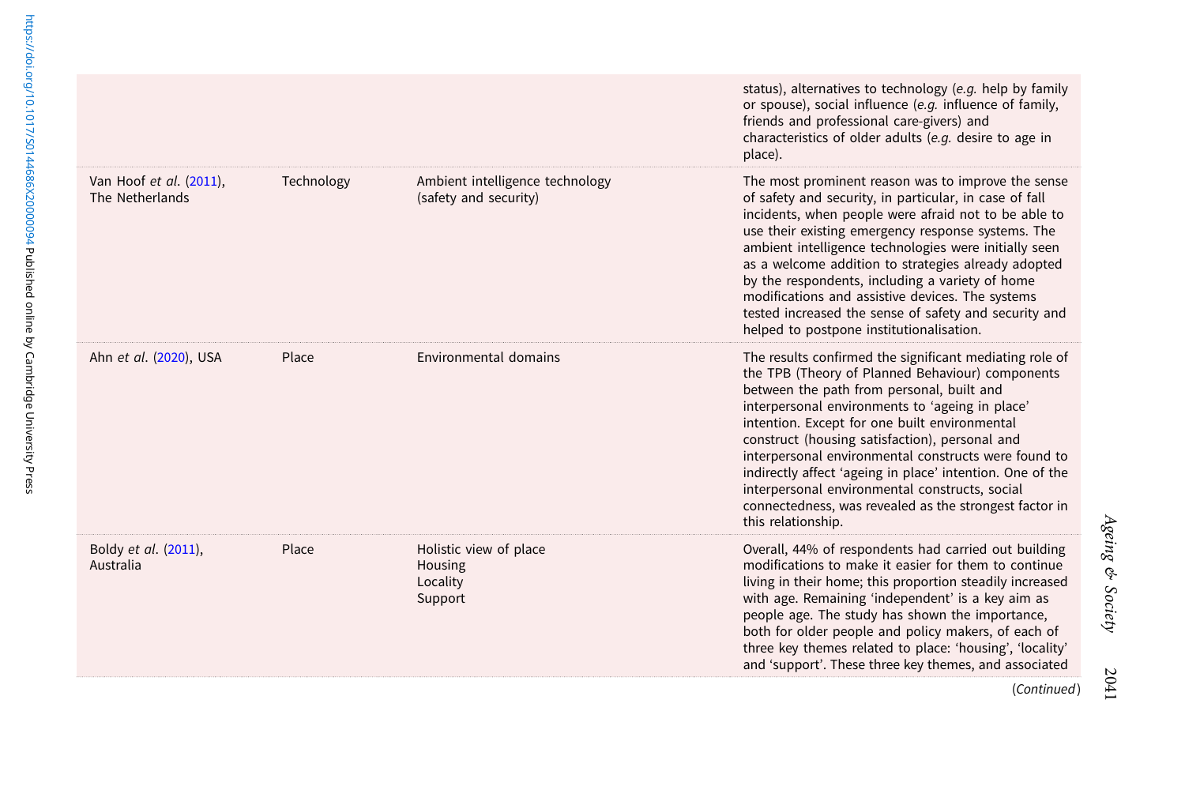| | | | |
|---|---|---|---|
| | | | status), alternatives to technology (*e.g.* help by family or spouse), social influence (*e.g.* influence of family, friends and professional care-givers) and characteristics of older adults (*e.g.* desire to age in place). |
| Van Hoof *et al.* (2011), The Netherlands | Technology | Ambient intelligence technology (safety and security) | The most prominent reason was to improve the sense of safety and security, in particular, in case of fall incidents, when people were afraid not to be able to use their existing emergency response systems. The ambient intelligence technologies were initially seen as a welcome addition to strategies already adopted by the respondents, including a variety of home modifications and assistive devices. The systems tested increased the sense of safety and security and helped to postpone institutionalisation. |
| Ahn *et al.* (2020), USA | Place | Environmental domains | The results confirmed the significant mediating role of the TPB (Theory of Planned Behaviour) components between the path from personal, built and interpersonal environments to 'ageing in place' intention. Except for one built environmental construct (housing satisfaction), personal and interpersonal environmental constructs were found to indirectly affect 'ageing in place' intention. One of the interpersonal environmental constructs, social connectedness, was revealed as the strongest factor in this relationship. |
| Boldy *et al.* (2011), Australia | Place | Holistic view of place<br>Housing<br>Locality<br>Support | Overall, 44% of respondents had carried out building modifications to make it easier for them to continue living in their home; this proportion steadily increased with age. Remaining 'independent' is a key aim as people age. The study has shown the importance, both for older people and policy makers, of each of three key themes related to place: 'housing', 'locality' and 'support'. These three key themes, and associated |

(*Continued*)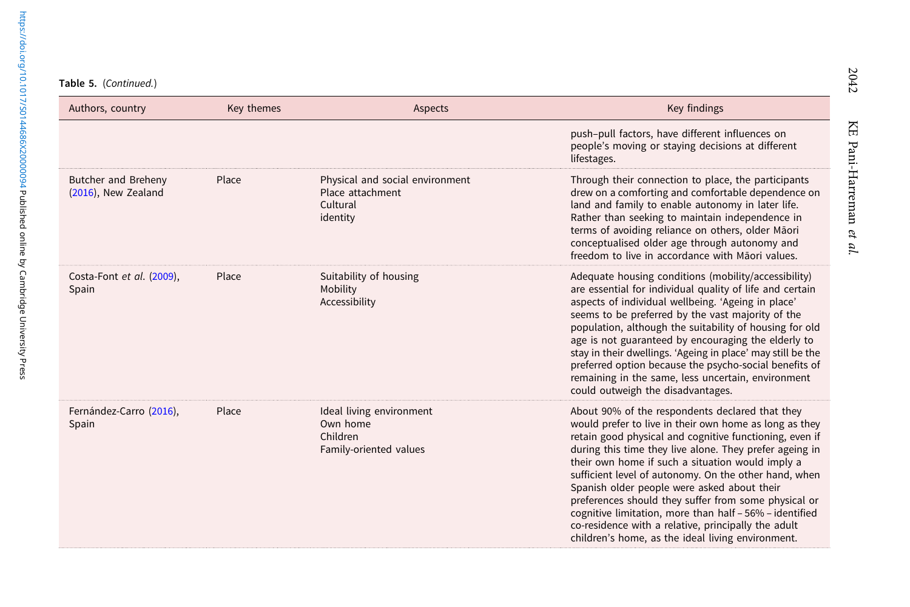**Table 5.** (*Continued.*)

| Authors, country | Key themes | Aspects | Key findings |
|---|---|---|---|
| | | | push–pull factors, have different influences on people's moving or staying decisions at different lifestages. |
| Butcher and Breheny (2016), New Zealand | Place | Physical and social environment<br>Place attachment<br>Cultural<br>identity | Through their connection to place, the participants drew on a comforting and comfortable dependence on land and family to enable autonomy in later life. Rather than seeking to maintain independence in terms of avoiding reliance on others, older Māori conceptualised older age through autonomy and freedom to live in accordance with Māori values. |
| Costa-Font *et al.* (2009), Spain | Place | Suitability of housing<br>Mobility<br>Accessibility | Adequate housing conditions (mobility/accessibility) are essential for individual quality of life and certain aspects of individual wellbeing. 'Ageing in place' seems to be preferred by the vast majority of the population, although the suitability of housing for old age is not guaranteed by encouraging the elderly to stay in their dwellings. 'Ageing in place' may still be the preferred option because the psycho-social benefits of remaining in the same, less uncertain, environment could outweigh the disadvantages. |
| Fernández-Carro (2016), Spain | Place | Ideal living environment<br>Own home<br>Children<br>Family-oriented values | About 90% of the respondents declared that they would prefer to live in their own home as long as they retain good physical and cognitive functioning, even if during this time they live alone. They prefer ageing in their own home if such a situation would imply a sufficient level of autonomy. On the other hand, when Spanish older people were asked about their preferences should they suffer from some physical or cognitive limitation, more than half – 56% – identified co-residence with a relative, principally the adult children's home, as the ideal living environment. |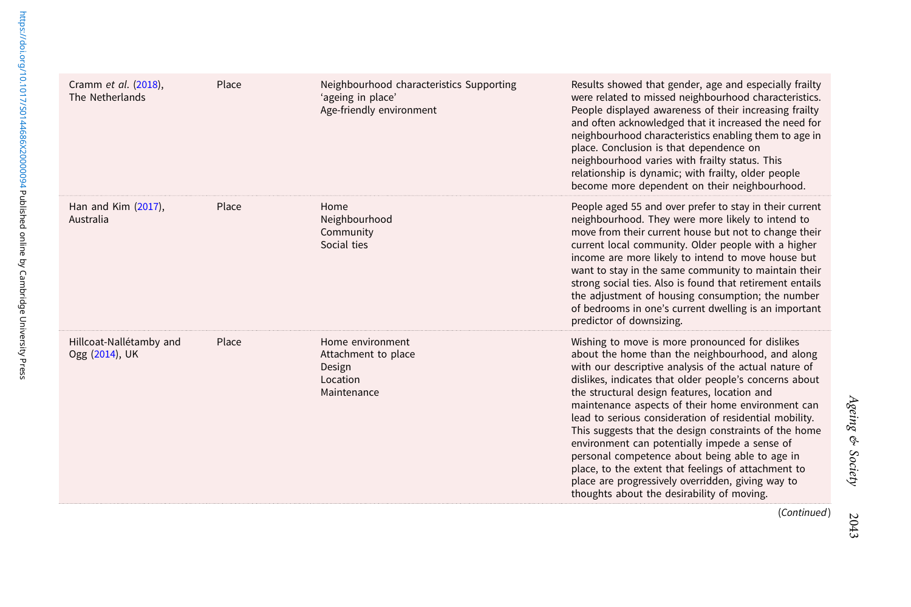| | | | |
|---|---|---|---|
| Cramm *et al.* (2018), The Netherlands | Place | Neighbourhood characteristics Supporting 'ageing in place'<br>Age-friendly environment | Results showed that gender, age and especially frailty were related to missed neighbourhood characteristics. People displayed awareness of their increasing frailty and often acknowledged that it increased the need for neighbourhood characteristics enabling them to age in place. Conclusion is that dependence on neighbourhood varies with frailty status. This relationship is dynamic; with frailty, older people become more dependent on their neighbourhood. |
| Han and Kim (2017), Australia | Place | Home<br>Neighbourhood<br>Community<br>Social ties | People aged 55 and over prefer to stay in their current neighbourhood. They were more likely to intend to move from their current house but not to change their current local community. Older people with a higher income are more likely to intend to move house but want to stay in the same community to maintain their strong social ties. Also is found that retirement entails the adjustment of housing consumption; the number of bedrooms in one's current dwelling is an important predictor of downsizing. |
| Hillcoat-Nallétamby and Ogg (2014), UK | Place | Home environment<br>Attachment to place<br>Design<br>Location<br>Maintenance | Wishing to move is more pronounced for dislikes about the home than the neighbourhood, and along with our descriptive analysis of the actual nature of dislikes, indicates that older people's concerns about the structural design features, location and maintenance aspects of their home environment can lead to serious consideration of residential mobility. This suggests that the design constraints of the home environment can potentially impede a sense of personal competence about being able to age in place, to the extent that feelings of attachment to place are progressively overridden, giving way to thoughts about the desirability of moving. |

(*Continued*)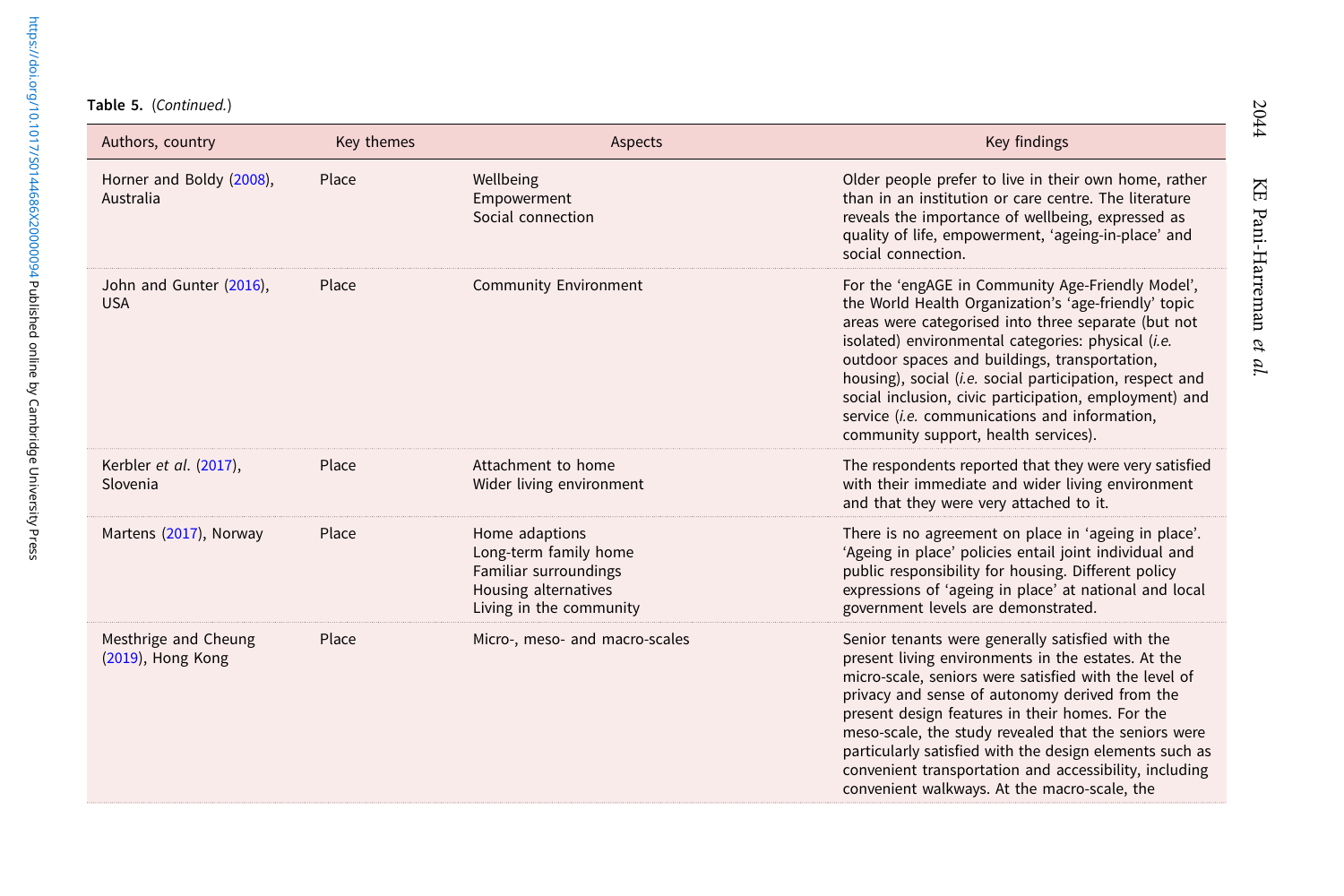**Table 5.** (*Continued.*)

| Authors, country | Key themes | Aspects | Key findings |
|---|---|---|---|
| Horner and Boldy (2008), Australia | Place | Wellbeing<br>Empowerment<br>Social connection | Older people prefer to live in their own home, rather than in an institution or care centre. The literature reveals the importance of wellbeing, expressed as quality of life, empowerment, 'ageing-in-place' and social connection. |
| John and Gunter (2016), USA | Place | Community Environment | For the 'engAGE in Community Age-Friendly Model', the World Health Organization's 'age-friendly' topic areas were categorised into three separate (but not isolated) environmental categories: physical (*i.e.* outdoor spaces and buildings, transportation, housing), social (*i.e.* social participation, respect and social inclusion, civic participation, employment) and service (*i.e.* communications and information, community support, health services). |
| Kerbler *et al.* (2017), Slovenia | Place | Attachment to home<br>Wider living environment | The respondents reported that they were very satisfied with their immediate and wider living environment and that they were very attached to it. |
| Martens (2017), Norway | Place | Home adaptions<br>Long-term family home<br>Familiar surroundings<br>Housing alternatives<br>Living in the community | There is no agreement on place in 'ageing in place'. 'Ageing in place' policies entail joint individual and public responsibility for housing. Different policy expressions of 'ageing in place' at national and local government levels are demonstrated. |
| Mesthrige and Cheung (2019), Hong Kong | Place | Micro-, meso- and macro-scales | Senior tenants were generally satisfied with the present living environments in the estates. At the micro-scale, seniors were satisfied with the level of privacy and sense of autonomy derived from the present design features in their homes. For the meso-scale, the study revealed that the seniors were particularly satisfied with the design elements such as convenient transportation and accessibility, including convenient walkways. At the macro-scale, the |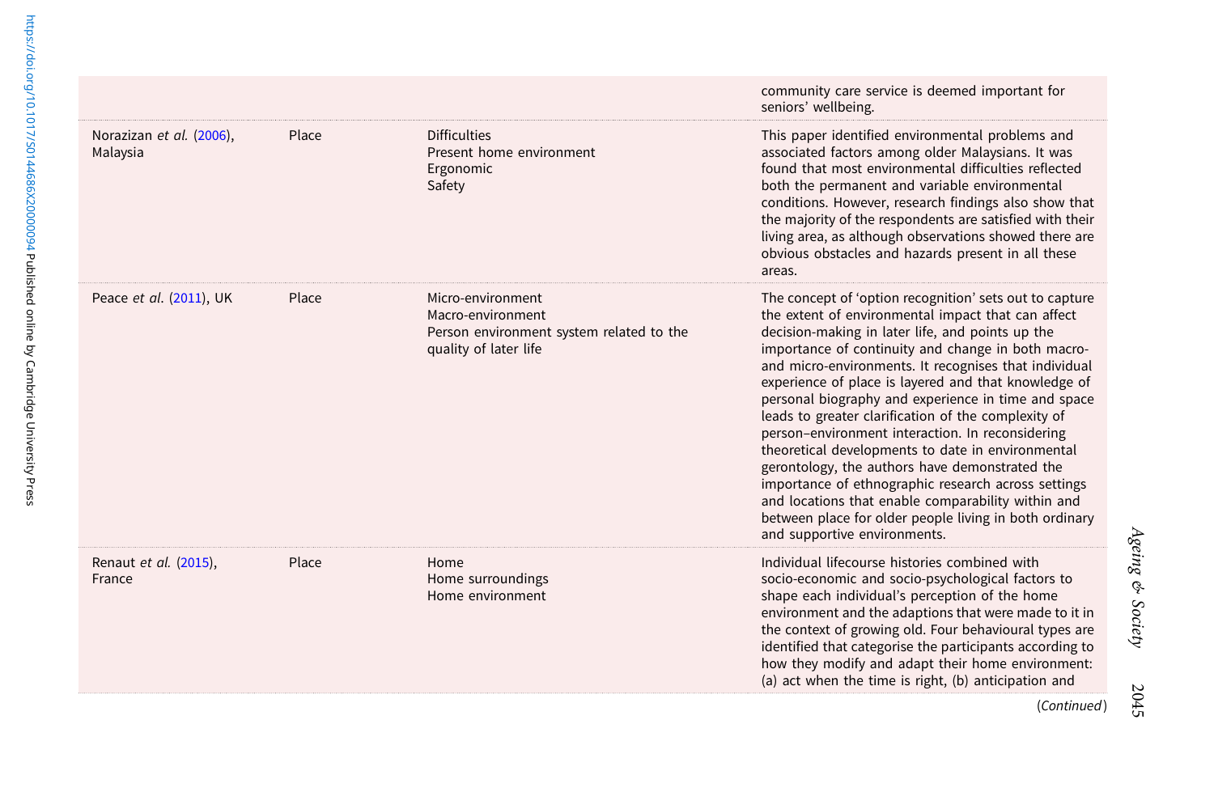| | | | |
|---|---|---|---|
| | | | community care service is deemed important for seniors' wellbeing. |
| Norazizan *et al.* (2006), Malaysia | Place | Difficulties<br>Present home environment<br>Ergonomic<br>Safety | This paper identified environmental problems and associated factors among older Malaysians. It was found that most environmental difficulties reflected both the permanent and variable environmental conditions. However, research findings also show that the majority of the respondents are satisfied with their living area, as although observations showed there are obvious obstacles and hazards present in all these areas. |
| Peace *et al.* (2011), UK | Place | Micro-environment<br>Macro-environment<br>Person environment system related to the quality of later life | The concept of 'option recognition' sets out to capture the extent of environmental impact that can affect decision-making in later life, and points up the importance of continuity and change in both macro- and micro-environments. It recognises that individual experience of place is layered and that knowledge of personal biography and experience in time and space leads to greater clarification of the complexity of person–environment interaction. In reconsidering theoretical developments to date in environmental gerontology, the authors have demonstrated the importance of ethnographic research across settings and locations that enable comparability within and between place for older people living in both ordinary and supportive environments. |
| Renaut *et al.* (2015), France | Place | Home<br>Home surroundings<br>Home environment | Individual lifecourse histories combined with socio-economic and socio-psychological factors to shape each individual's perception of the home environment and the adaptions that were made to it in the context of growing old. Four behavioural types are identified that categorise the participants according to how they modify and adapt their home environment: (a) act when the time is right, (b) anticipation and |

(*Continued*)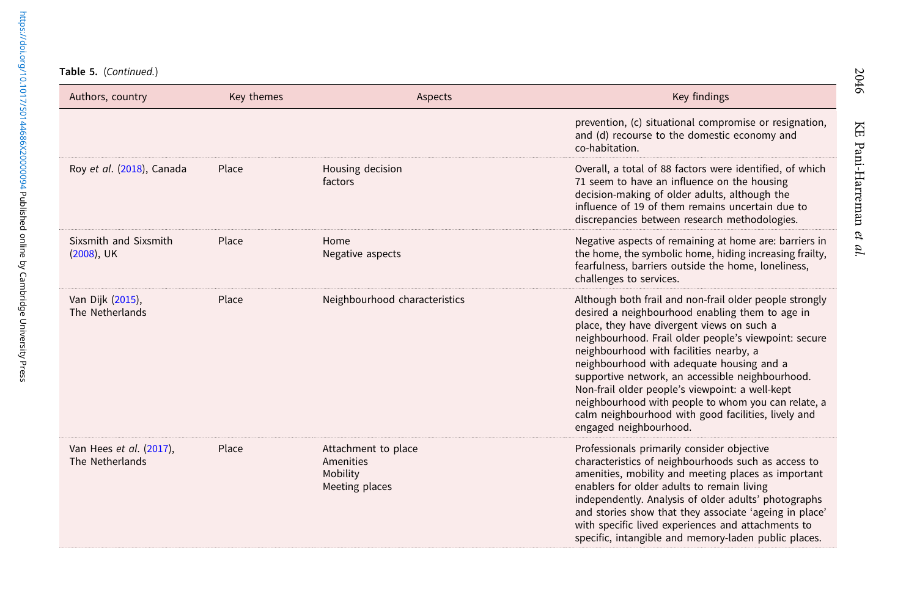**Table 5.** (*Continued.*)

| Authors, country | Key themes | Aspects | Key findings |
|---|---|---|---|
| | | | prevention, (c) situational compromise or resignation, and (d) recourse to the domestic economy and co-habitation. |
| Roy *et al*. (2018), Canada | Place | Housing decision factors | Overall, a total of 88 factors were identified, of which 71 seem to have an influence on the housing decision-making of older adults, although the influence of 19 of them remains uncertain due to discrepancies between research methodologies. |
| Sixsmith and Sixsmith (2008), UK | Place | Home<br>Negative aspects | Negative aspects of remaining at home are: barriers in the home, the symbolic home, hiding increasing frailty, fearfulness, barriers outside the home, loneliness, challenges to services. |
| Van Dijk (2015), The Netherlands | Place | Neighbourhood characteristics | Although both frail and non-frail older people strongly desired a neighbourhood enabling them to age in place, they have divergent views on such a neighbourhood. Frail older people's viewpoint: secure neighbourhood with facilities nearby, a neighbourhood with adequate housing and a supportive network, an accessible neighbourhood. Non-frail older people's viewpoint: a well-kept neighbourhood with people to whom you can relate, a calm neighbourhood with good facilities, lively and engaged neighbourhood. |
| Van Hees *et al*. (2017), The Netherlands | Place | Attachment to place<br>Amenities<br>Mobility<br>Meeting places | Professionals primarily consider objective characteristics of neighbourhoods such as access to amenities, mobility and meeting places as important enablers for older adults to remain living independently. Analysis of older adults' photographs and stories show that they associate 'ageing in place' with specific lived experiences and attachments to specific, intangible and memory-laden public places. |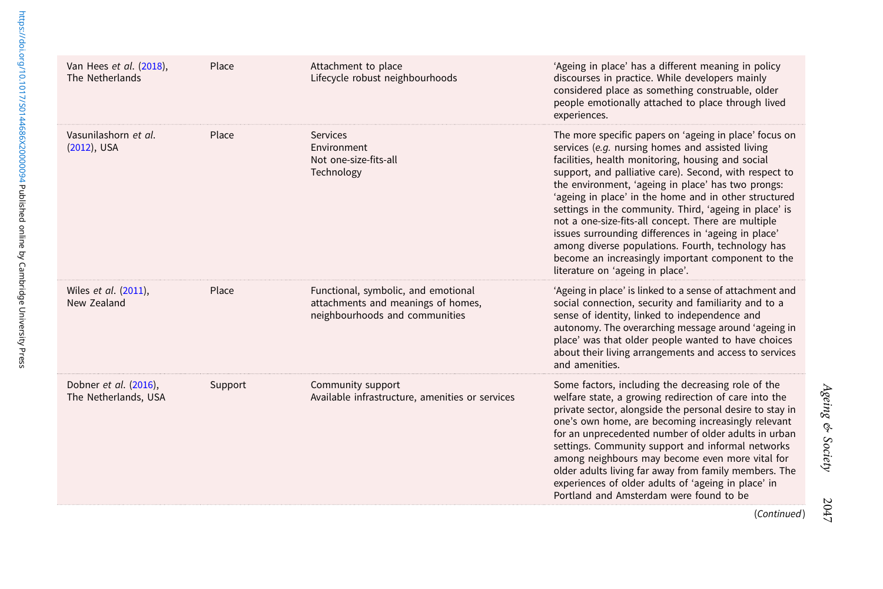| | | | |
|---|---|---|---|
| Van Hees *et al.* (2018), The Netherlands | Place | Attachment to place<br>Lifecycle robust neighbourhoods | 'Ageing in place' has a different meaning in policy discourses in practice. While developers mainly considered place as something construable, older people emotionally attached to place through lived experiences. |
| Vasunilashorn *et al.* (2012), USA | Place | Services<br>Environment<br>Not one-size-fits-all<br>Technology | The more specific papers on 'ageing in place' focus on services (*e.g.* nursing homes and assisted living facilities, health monitoring, housing and social support, and palliative care). Second, with respect to the environment, 'ageing in place' has two prongs: 'ageing in place' in the home and in other structured settings in the community. Third, 'ageing in place' is not a one-size-fits-all concept. There are multiple issues surrounding differences in 'ageing in place' among diverse populations. Fourth, technology has become an increasingly important component to the literature on 'ageing in place'. |
| Wiles *et al.* (2011), New Zealand | Place | Functional, symbolic, and emotional attachments and meanings of homes, neighbourhoods and communities | 'Ageing in place' is linked to a sense of attachment and social connection, security and familiarity and to a sense of identity, linked to independence and autonomy. The overarching message around 'ageing in place' was that older people wanted to have choices about their living arrangements and access to services and amenities. |
| Dobner *et al.* (2016), The Netherlands, USA | Support | Community support<br>Available infrastructure, amenities or services | Some factors, including the decreasing role of the welfare state, a growing redirection of care into the private sector, alongside the personal desire to stay in one's own home, are becoming increasingly relevant for an unprecedented number of older adults in urban settings. Community support and informal networks among neighbours may become even more vital for older adults living far away from family members. The experiences of older adults of 'ageing in place' in Portland and Amsterdam were found to be |

(*Continued*)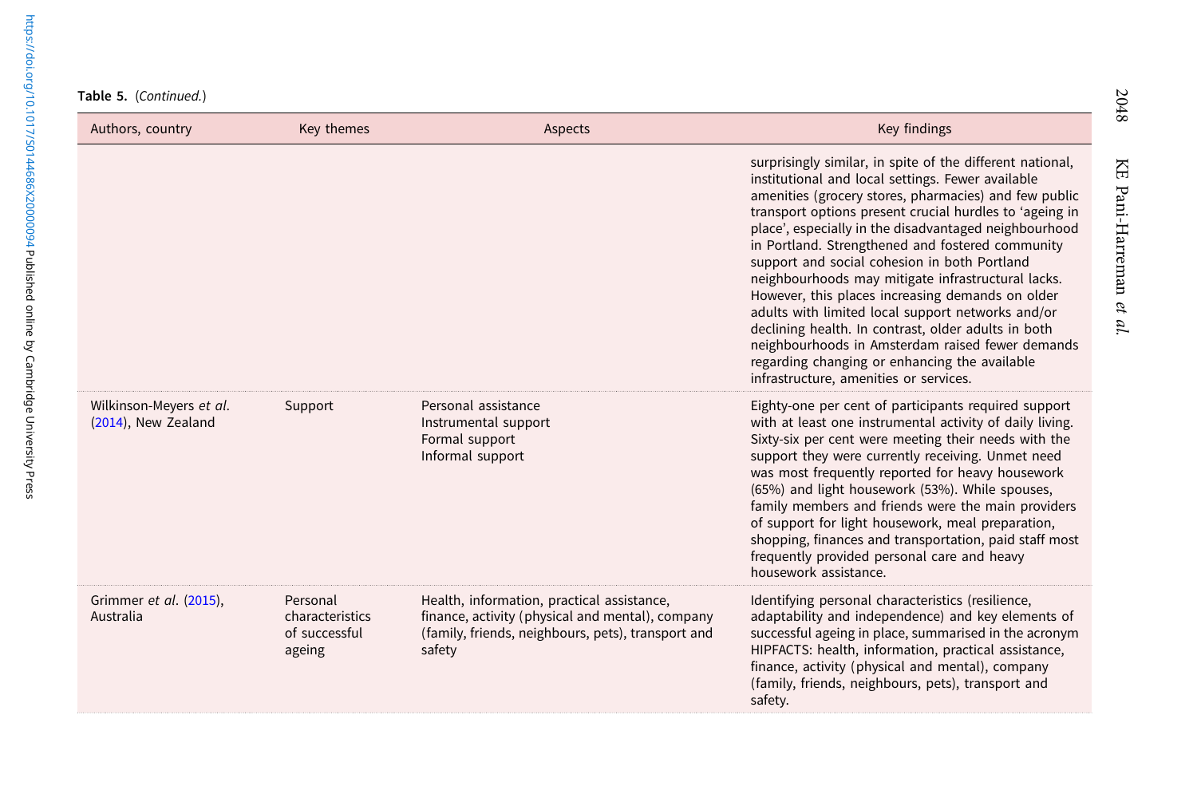**Table 5.** (*Continued.*)

| Authors, country | Key themes | Aspects | Key findings |
| --- | --- | --- | --- |
| | | | surprisingly similar, in spite of the different national, institutional and local settings. Fewer available amenities (grocery stores, pharmacies) and few public transport options present crucial hurdles to 'ageing in place', especially in the disadvantaged neighbourhood in Portland. Strengthened and fostered community support and social cohesion in both Portland neighbourhoods may mitigate infrastructural lacks. However, this places increasing demands on older adults with limited local support networks and/or declining health. In contrast, older adults in both neighbourhoods in Amsterdam raised fewer demands regarding changing or enhancing the available infrastructure, amenities or services. |
| Wilkinson-Meyers *et al*. (2014), New Zealand | Support | Personal assistance<br>Instrumental support<br>Formal support<br>Informal support | Eighty-one per cent of participants required support with at least one instrumental activity of daily living. Sixty-six per cent were meeting their needs with the support they were currently receiving. Unmet need was most frequently reported for heavy housework (65%) and light housework (53%). While spouses, family members and friends were the main providers of support for light housework, meal preparation, shopping, finances and transportation, paid staff most frequently provided personal care and heavy housework assistance. |
| Grimmer *et al*. (2015), Australia | Personal characteristics of successful ageing | Health, information, practical assistance, finance, activity (physical and mental), company (family, friends, neighbours, pets), transport and safety | Identifying personal characteristics (resilience, adaptability and independence) and key elements of successful ageing in place, summarised in the acronym HIPFACTS: health, information, practical assistance, finance, activity (physical and mental), company (family, friends, neighbours, pets), transport and safety. |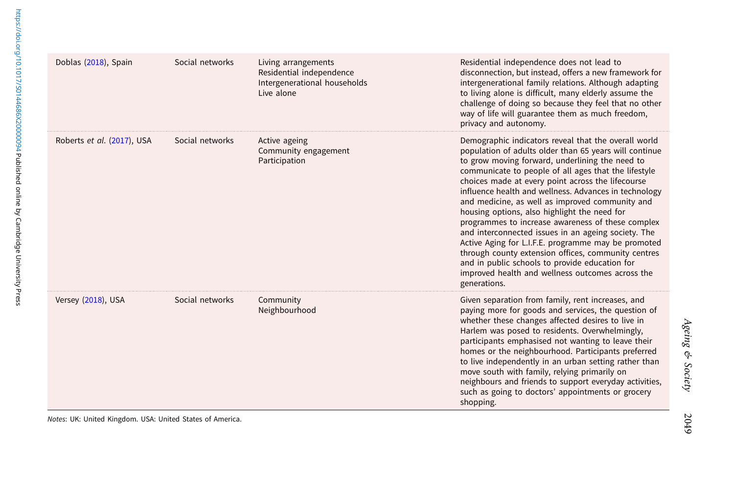| | | | |
|---|---|---|---|
| Doblas (2018), Spain | Social networks | Living arrangements<br>Residential independence<br>Intergenerational households<br>Live alone | Residential independence does not lead to disconnection, but instead, offers a new framework for intergenerational family relations. Although adapting to living alone is difficult, many elderly assume the challenge of doing so because they feel that no other way of life will guarantee them as much freedom, privacy and autonomy. |
| Roberts *et al*. (2017), USA | Social networks | Active ageing<br>Community engagement<br>Participation | Demographic indicators reveal that the overall world population of adults older than 65 years will continue to grow moving forward, underlining the need to communicate to people of all ages that the lifestyle choices made at every point across the lifecourse influence health and wellness. Advances in technology and medicine, as well as improved community and housing options, also highlight the need for programmes to increase awareness of these complex and interconnected issues in an ageing society. The Active Aging for L.I.F.E. programme may be promoted through county extension offices, community centres and in public schools to provide education for improved health and wellness outcomes across the generations. |
| Versey (2018), USA | Social networks | Community<br>Neighbourhood | Given separation from family, rent increases, and paying more for goods and services, the question of whether these changes affected desires to live in Harlem was posed to residents. Overwhelmingly, participants emphasised not wanting to leave their homes or the neighbourhood. Participants preferred to live independently in an urban setting rather than move south with family, relying primarily on neighbours and friends to support everyday activities, such as going to doctors' appointments or grocery shopping. |

*Notes*: UK: United Kingdom. USA: United States of America.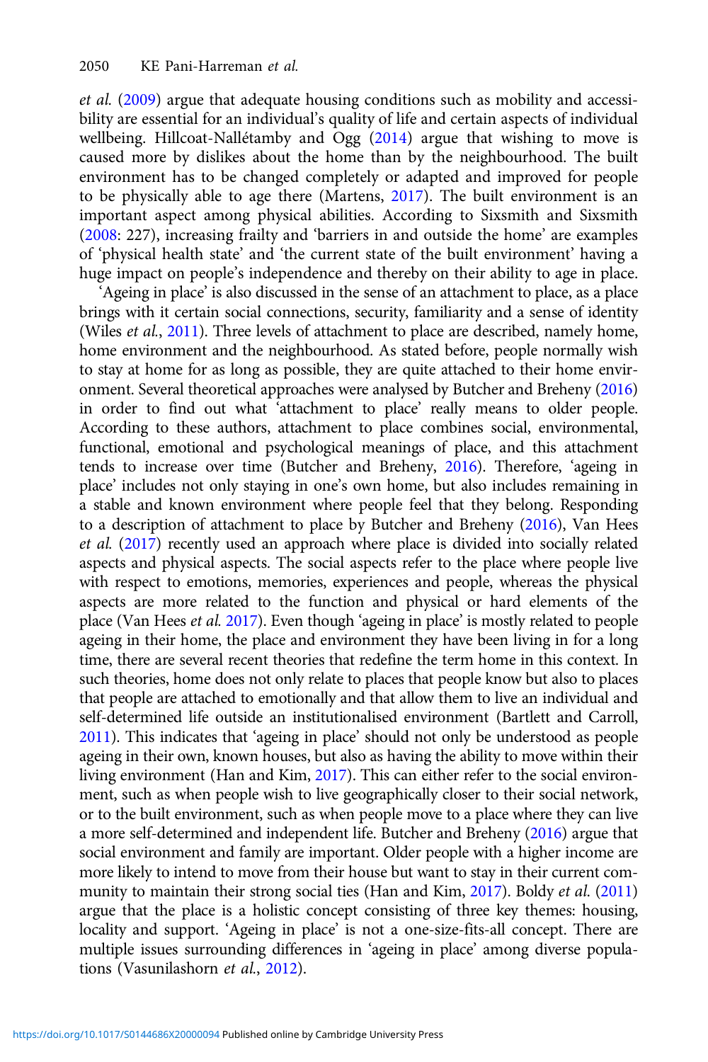*et al.* (2009) argue that adequate housing conditions such as mobility and accessibility are essential for an individual's quality of life and certain aspects of individual wellbeing. Hillcoat-Nallétamby and Ogg (2014) argue that wishing to move is caused more by dislikes about the home than by the neighbourhood. The built environment has to be changed completely or adapted and improved for people to be physically able to age there (Martens, 2017). The built environment is an important aspect among physical abilities. According to Sixsmith and Sixsmith (2008: 227), increasing frailty and 'barriers in and outside the home' are examples of 'physical health state' and 'the current state of the built environment' having a huge impact on people's independence and thereby on their ability to age in place.

'Ageing in place' is also discussed in the sense of an attachment to place, as a place brings with it certain social connections, security, familiarity and a sense of identity (Wiles *et al.*, 2011). Three levels of attachment to place are described, namely home, home environment and the neighbourhood. As stated before, people normally wish to stay at home for as long as possible, they are quite attached to their home environment. Several theoretical approaches were analysed by Butcher and Breheny (2016) in order to find out what 'attachment to place' really means to older people. According to these authors, attachment to place combines social, environmental, functional, emotional and psychological meanings of place, and this attachment tends to increase over time (Butcher and Breheny, 2016). Therefore, 'ageing in place' includes not only staying in one's own home, but also includes remaining in a stable and known environment where people feel that they belong. Responding to a description of attachment to place by Butcher and Breheny (2016), Van Hees *et al.* (2017) recently used an approach where place is divided into socially related aspects and physical aspects. The social aspects refer to the place where people live with respect to emotions, memories, experiences and people, whereas the physical aspects are more related to the function and physical or hard elements of the place (Van Hees *et al.* 2017). Even though 'ageing in place' is mostly related to people ageing in their home, the place and environment they have been living in for a long time, there are several recent theories that redefine the term home in this context. In such theories, home does not only relate to places that people know but also to places that people are attached to emotionally and that allow them to live an individual and self-determined life outside an institutionalised environment (Bartlett and Carroll, 2011). This indicates that 'ageing in place' should not only be understood as people ageing in their own, known houses, but also as having the ability to move within their living environment (Han and Kim, 2017). This can either refer to the social environment, such as when people wish to live geographically closer to their social network, or to the built environment, such as when people move to a place where they can live a more self-determined and independent life. Butcher and Breheny (2016) argue that social environment and family are important. Older people with a higher income are more likely to intend to move from their house but want to stay in their current community to maintain their strong social ties (Han and Kim, 2017). Boldy *et al.* (2011) argue that the place is a holistic concept consisting of three key themes: housing, locality and support. 'Ageing in place' is not a one-size-fits-all concept. There are multiple issues surrounding differences in 'ageing in place' among diverse populations (Vasunilashorn *et al.*, 2012).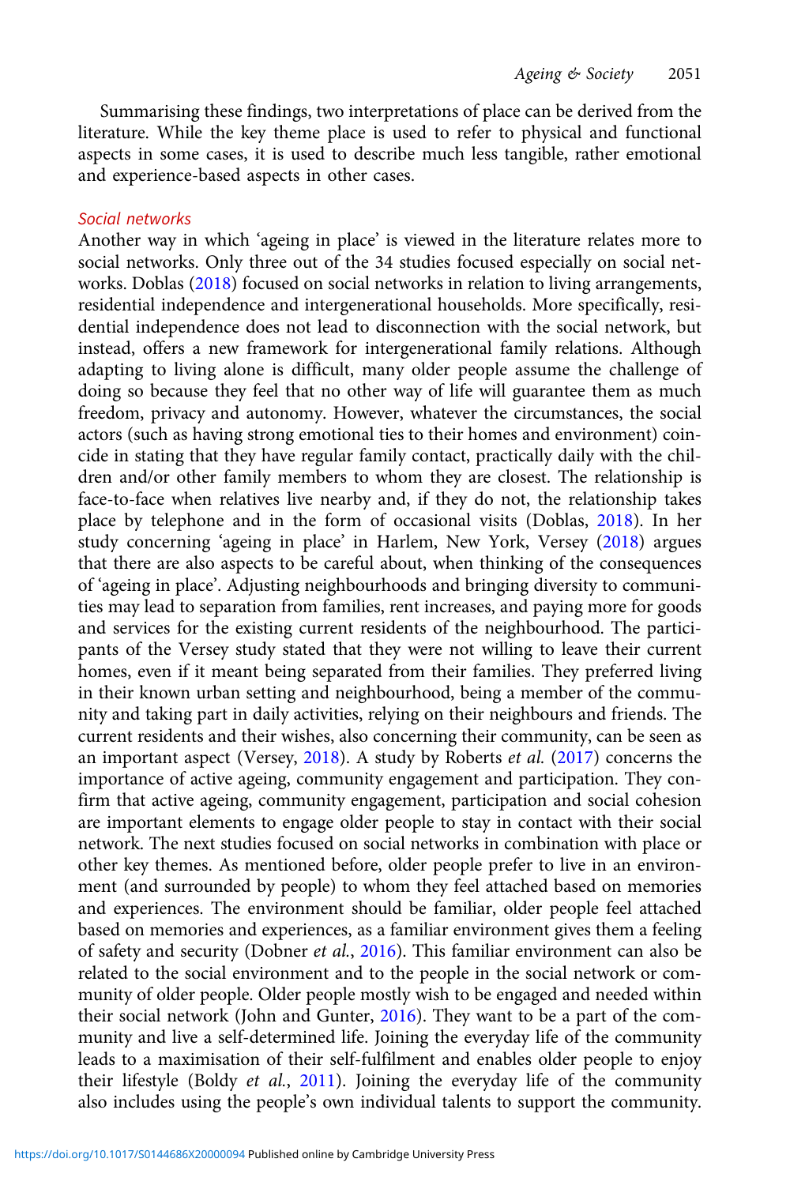Summarising these findings, two interpretations of place can be derived from the literature. While the key theme place is used to refer to physical and functional aspects in some cases, it is used to describe much less tangible, rather emotional and experience-based aspects in other cases.

### *Social networks*

Another way in which 'ageing in place' is viewed in the literature relates more to social networks. Only three out of the 34 studies focused especially on social networks. Doblas (2018) focused on social networks in relation to living arrangements, residential independence and intergenerational households. More specifically, residential independence does not lead to disconnection with the social network, but instead, offers a new framework for intergenerational family relations. Although adapting to living alone is difficult, many older people assume the challenge of doing so because they feel that no other way of life will guarantee them as much freedom, privacy and autonomy. However, whatever the circumstances, the social actors (such as having strong emotional ties to their homes and environment) coincide in stating that they have regular family contact, practically daily with the children and/or other family members to whom they are closest. The relationship is face-to-face when relatives live nearby and, if they do not, the relationship takes place by telephone and in the form of occasional visits (Doblas, 2018). In her study concerning 'ageing in place' in Harlem, New York, Versey (2018) argues that there are also aspects to be careful about, when thinking of the consequences of 'ageing in place'. Adjusting neighbourhoods and bringing diversity to communities may lead to separation from families, rent increases, and paying more for goods and services for the existing current residents of the neighbourhood. The participants of the Versey study stated that they were not willing to leave their current homes, even if it meant being separated from their families. They preferred living in their known urban setting and neighbourhood, being a member of the community and taking part in daily activities, relying on their neighbours and friends. The current residents and their wishes, also concerning their community, can be seen as an important aspect (Versey, 2018). A study by Roberts *et al.* (2017) concerns the importance of active ageing, community engagement and participation. They confirm that active ageing, community engagement, participation and social cohesion are important elements to engage older people to stay in contact with their social network. The next studies focused on social networks in combination with place or other key themes. As mentioned before, older people prefer to live in an environment (and surrounded by people) to whom they feel attached based on memories and experiences. The environment should be familiar, older people feel attached based on memories and experiences, as a familiar environment gives them a feeling of safety and security (Dobner *et al.*, 2016). This familiar environment can also be related to the social environment and to the people in the social network or community of older people. Older people mostly wish to be engaged and needed within their social network (John and Gunter, 2016). They want to be a part of the community and live a self-determined life. Joining the everyday life of the community leads to a maximisation of their self-fulfilment and enables older people to enjoy their lifestyle (Boldy *et al.*, 2011). Joining the everyday life of the community also includes using the people's own individual talents to support the community.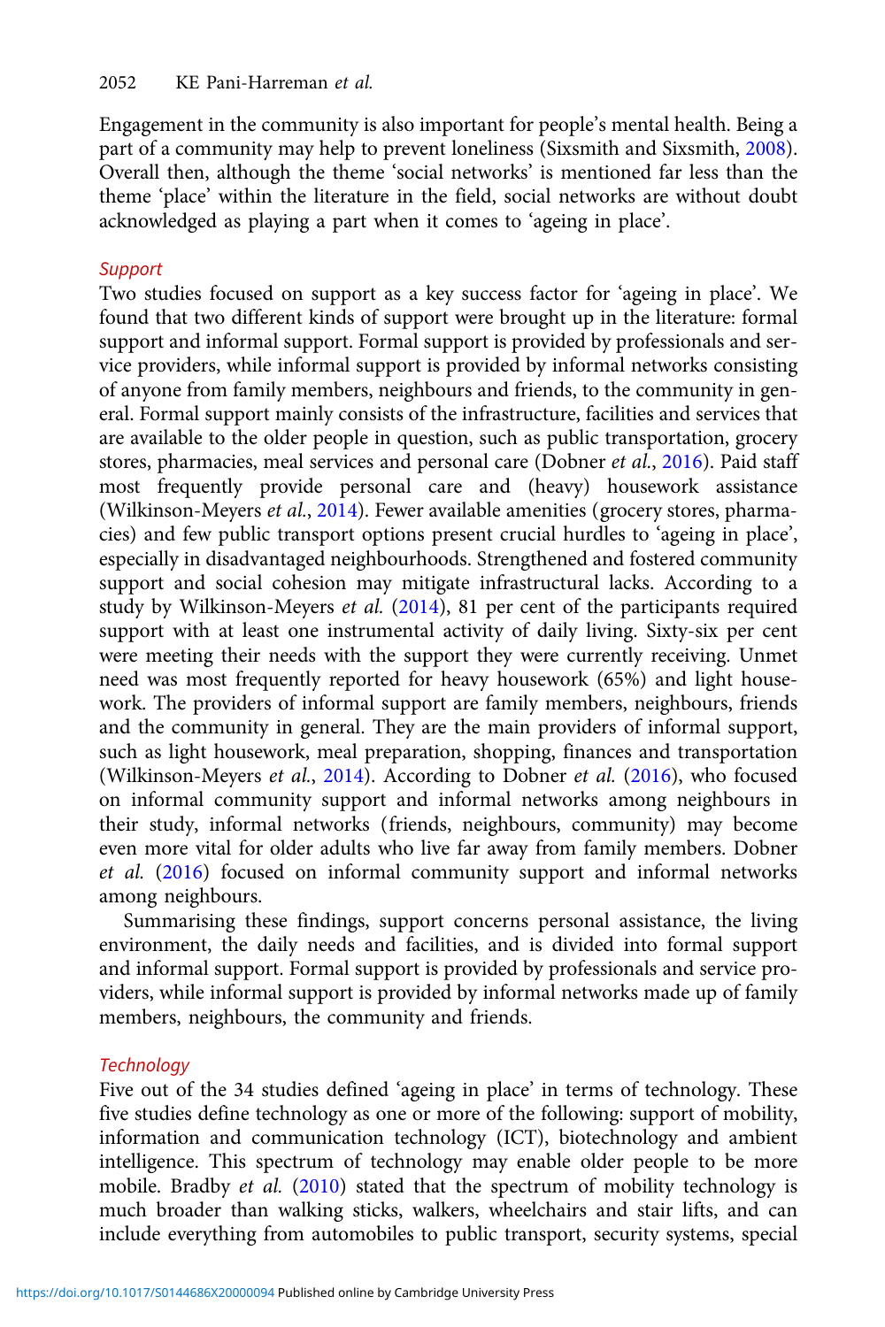Engagement in the community is also important for people's mental health. Being a part of a community may help to prevent loneliness (Sixsmith and Sixsmith, 2008). Overall then, although the theme 'social networks' is mentioned far less than the theme 'place' within the literature in the field, social networks are without doubt acknowledged as playing a part when it comes to 'ageing in place'.

### *Support*

Two studies focused on support as a key success factor for 'ageing in place'. We found that two different kinds of support were brought up in the literature: formal support and informal support. Formal support is provided by professionals and service providers, while informal support is provided by informal networks consisting of anyone from family members, neighbours and friends, to the community in general. Formal support mainly consists of the infrastructure, facilities and services that are available to the older people in question, such as public transportation, grocery stores, pharmacies, meal services and personal care (Dobner *et al.*, 2016). Paid staff most frequently provide personal care and (heavy) housework assistance (Wilkinson-Meyers *et al.*, 2014). Fewer available amenities (grocery stores, pharmacies) and few public transport options present crucial hurdles to 'ageing in place', especially in disadvantaged neighbourhoods. Strengthened and fostered community support and social cohesion may mitigate infrastructural lacks. According to a study by Wilkinson-Meyers *et al.* (2014), 81 per cent of the participants required support with at least one instrumental activity of daily living. Sixty-six per cent were meeting their needs with the support they were currently receiving. Unmet need was most frequently reported for heavy housework (65%) and light housework. The providers of informal support are family members, neighbours, friends and the community in general. They are the main providers of informal support, such as light housework, meal preparation, shopping, finances and transportation (Wilkinson-Meyers *et al.*, 2014). According to Dobner *et al.* (2016), who focused on informal community support and informal networks among neighbours in their study, informal networks (friends, neighbours, community) may become even more vital for older adults who live far away from family members. Dobner *et al.* (2016) focused on informal community support and informal networks among neighbours.

Summarising these findings, support concerns personal assistance, the living environment, the daily needs and facilities, and is divided into formal support and informal support. Formal support is provided by professionals and service providers, while informal support is provided by informal networks made up of family members, neighbours, the community and friends.

### *Technology*

Five out of the 34 studies defined 'ageing in place' in terms of technology. These five studies define technology as one or more of the following: support of mobility, information and communication technology (ICT), biotechnology and ambient intelligence. This spectrum of technology may enable older people to be more mobile. Bradby *et al.* (2010) stated that the spectrum of mobility technology is much broader than walking sticks, walkers, wheelchairs and stair lifts, and can include everything from automobiles to public transport, security systems, special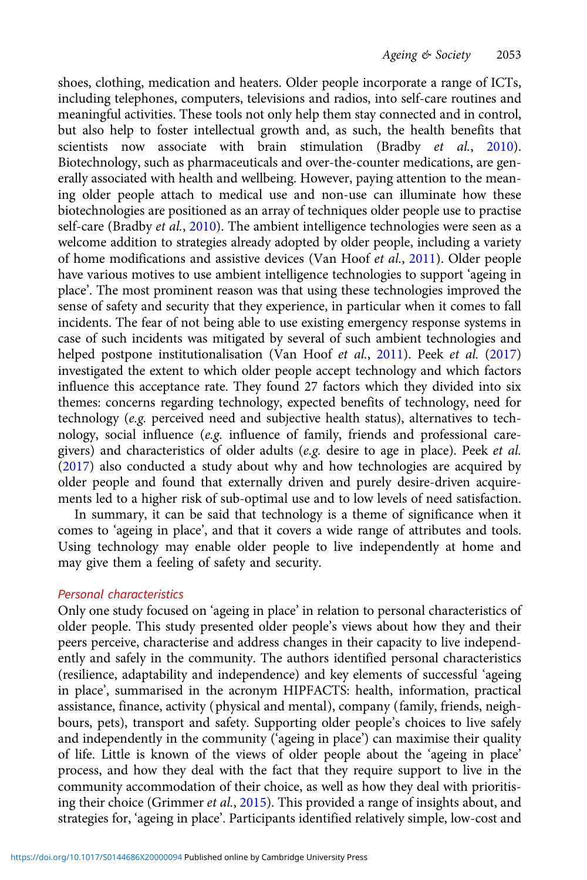shoes, clothing, medication and heaters. Older people incorporate a range of ICTs, including telephones, computers, televisions and radios, into self-care routines and meaningful activities. These tools not only help them stay connected and in control, but also help to foster intellectual growth and, as such, the health benefits that scientists now associate with brain stimulation (Bradby *et al.*, 2010). Biotechnology, such as pharmaceuticals and over-the-counter medications, are generally associated with health and wellbeing. However, paying attention to the meaning older people attach to medical use and non-use can illuminate how these biotechnologies are positioned as an array of techniques older people use to practise self-care (Bradby *et al.*, 2010). The ambient intelligence technologies were seen as a welcome addition to strategies already adopted by older people, including a variety of home modifications and assistive devices (Van Hoof *et al.*, 2011). Older people have various motives to use ambient intelligence technologies to support 'ageing in place'. The most prominent reason was that using these technologies improved the sense of safety and security that they experience, in particular when it comes to fall incidents. The fear of not being able to use existing emergency response systems in case of such incidents was mitigated by several of such ambient technologies and helped postpone institutionalisation (Van Hoof *et al.*, 2011). Peek *et al.* (2017) investigated the extent to which older people accept technology and which factors influence this acceptance rate. They found 27 factors which they divided into six themes: concerns regarding technology, expected benefits of technology, need for technology (*e.g.* perceived need and subjective health status), alternatives to technology, social influence (*e.g.* influence of family, friends and professional caregivers) and characteristics of older adults (*e.g.* desire to age in place). Peek *et al.* (2017) also conducted a study about why and how technologies are acquired by older people and found that externally driven and purely desire-driven acquirements led to a higher risk of sub-optimal use and to low levels of need satisfaction.

In summary, it can be said that technology is a theme of significance when it comes to 'ageing in place', and that it covers a wide range of attributes and tools. Using technology may enable older people to live independently at home and may give them a feeling of safety and security.

### *Personal characteristics*

Only one study focused on 'ageing in place' in relation to personal characteristics of older people. This study presented older people's views about how they and their peers perceive, characterise and address changes in their capacity to live independently and safely in the community. The authors identified personal characteristics (resilience, adaptability and independence) and key elements of successful 'ageing in place', summarised in the acronym HIPFACTS: health, information, practical assistance, finance, activity (physical and mental), company (family, friends, neighbours, pets), transport and safety. Supporting older people's choices to live safely and independently in the community ('ageing in place') can maximise their quality of life. Little is known of the views of older people about the 'ageing in place' process, and how they deal with the fact that they require support to live in the community accommodation of their choice, as well as how they deal with prioritising their choice (Grimmer *et al.*, 2015). This provided a range of insights about, and strategies for, 'ageing in place'. Participants identified relatively simple, low-cost and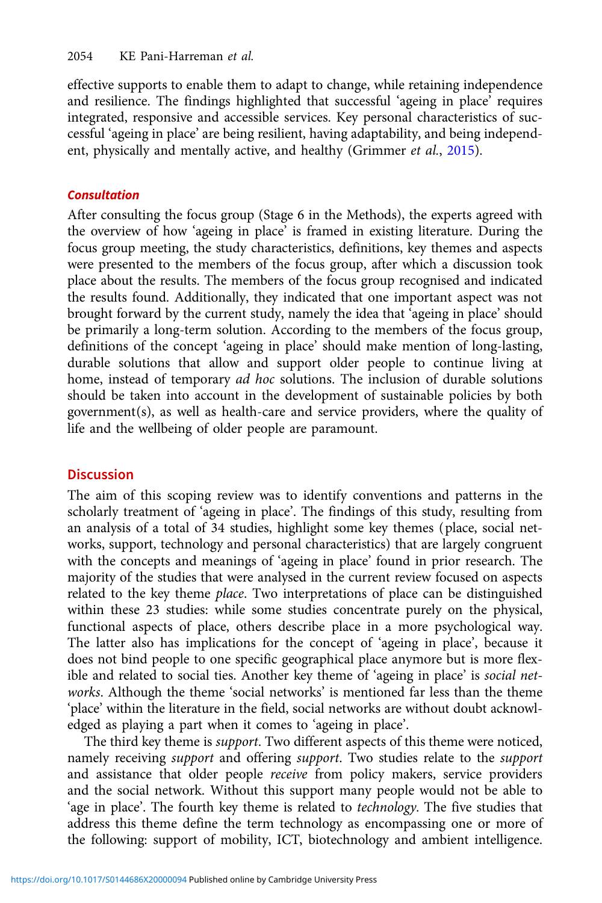effective supports to enable them to adapt to change, while retaining independence and resilience. The findings highlighted that successful 'ageing in place' requires integrated, responsive and accessible services. Key personal characteristics of successful 'ageing in place' are being resilient, having adaptability, and being independent, physically and mentally active, and healthy (Grimmer *et al.*, 2015).

### *Consultation*

After consulting the focus group (Stage 6 in the Methods), the experts agreed with the overview of how 'ageing in place' is framed in existing literature. During the focus group meeting, the study characteristics, definitions, key themes and aspects were presented to the members of the focus group, after which a discussion took place about the results. The members of the focus group recognised and indicated the results found. Additionally, they indicated that one important aspect was not brought forward by the current study, namely the idea that 'ageing in place' should be primarily a long-term solution. According to the members of the focus group, definitions of the concept 'ageing in place' should make mention of long-lasting, durable solutions that allow and support older people to continue living at home, instead of temporary *ad hoc* solutions. The inclusion of durable solutions should be taken into account in the development of sustainable policies by both government(s), as well as health-care and service providers, where the quality of life and the wellbeing of older people are paramount.

## Discussion

The aim of this scoping review was to identify conventions and patterns in the scholarly treatment of 'ageing in place'. The findings of this study, resulting from an analysis of a total of 34 studies, highlight some key themes (place, social networks, support, technology and personal characteristics) that are largely congruent with the concepts and meanings of 'ageing in place' found in prior research. The majority of the studies that were analysed in the current review focused on aspects related to the key theme *place*. Two interpretations of place can be distinguished within these 23 studies: while some studies concentrate purely on the physical, functional aspects of place, others describe place in a more psychological way. The latter also has implications for the concept of 'ageing in place', because it does not bind people to one specific geographical place anymore but is more flexible and related to social ties. Another key theme of 'ageing in place' is *social networks*. Although the theme 'social networks' is mentioned far less than the theme 'place' within the literature in the field, social networks are without doubt acknowledged as playing a part when it comes to 'ageing in place'.

The third key theme is *support*. Two different aspects of this theme were noticed, namely receiving *support* and offering *support*. Two studies relate to the *support* and assistance that older people *receive* from policy makers, service providers and the social network. Without this support many people would not be able to 'age in place'. The fourth key theme is related to *technology*. The five studies that address this theme define the term technology as encompassing one or more of the following: support of mobility, ICT, biotechnology and ambient intelligence.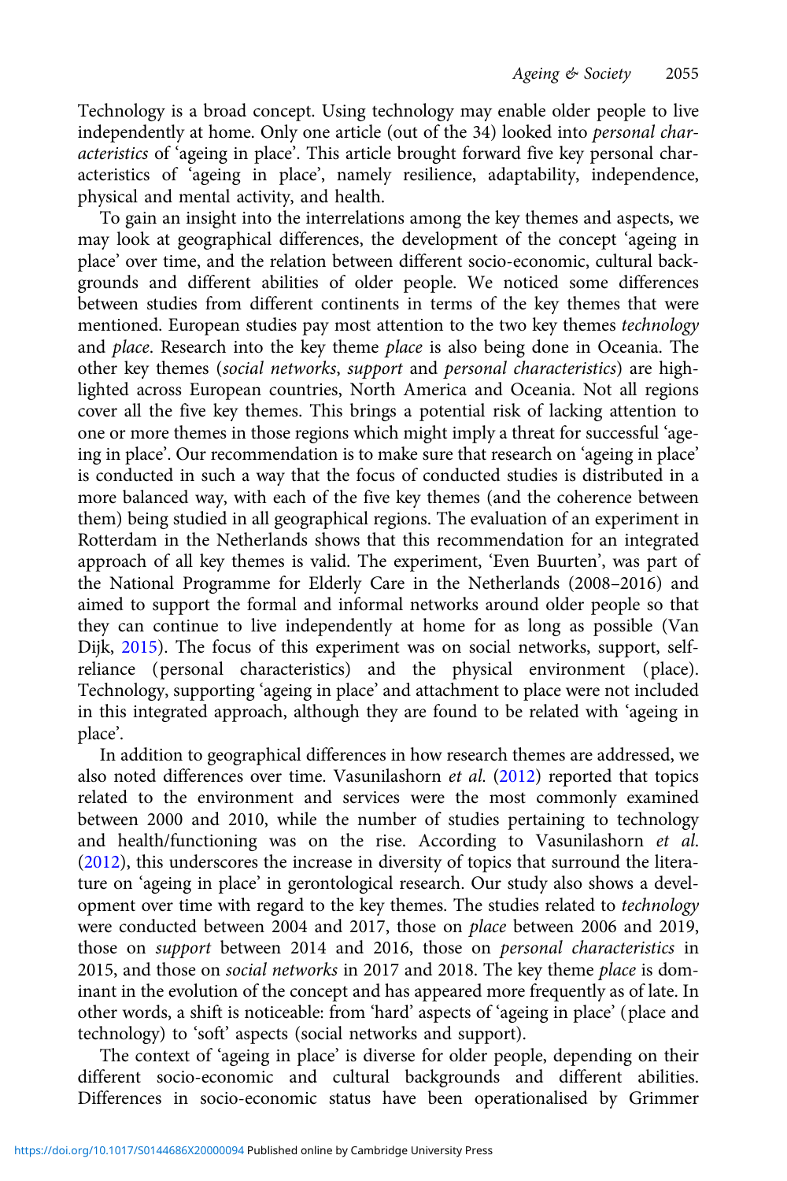Technology is a broad concept. Using technology may enable older people to live independently at home. Only one article (out of the 34) looked into *personal characteristics* of 'ageing in place'. This article brought forward five key personal characteristics of 'ageing in place', namely resilience, adaptability, independence, physical and mental activity, and health.

To gain an insight into the interrelations among the key themes and aspects, we may look at geographical differences, the development of the concept 'ageing in place' over time, and the relation between different socio-economic, cultural backgrounds and different abilities of older people. We noticed some differences between studies from different continents in terms of the key themes that were mentioned. European studies pay most attention to the two key themes *technology* and *place*. Research into the key theme *place* is also being done in Oceania. The other key themes (*social networks*, *support* and *personal characteristics*) are highlighted across European countries, North America and Oceania. Not all regions cover all the five key themes. This brings a potential risk of lacking attention to one or more themes in those regions which might imply a threat for successful 'ageing in place'. Our recommendation is to make sure that research on 'ageing in place' is conducted in such a way that the focus of conducted studies is distributed in a more balanced way, with each of the five key themes (and the coherence between them) being studied in all geographical regions. The evaluation of an experiment in Rotterdam in the Netherlands shows that this recommendation for an integrated approach of all key themes is valid. The experiment, 'Even Buurten', was part of the National Programme for Elderly Care in the Netherlands (2008–2016) and aimed to support the formal and informal networks around older people so that they can continue to live independently at home for as long as possible (Van Dijk, 2015). The focus of this experiment was on social networks, support, self-reliance (personal characteristics) and the physical environment (place). Technology, supporting 'ageing in place' and attachment to place were not included in this integrated approach, although they are found to be related with 'ageing in place'.

In addition to geographical differences in how research themes are addressed, we also noted differences over time. Vasunilashorn *et al.* (2012) reported that topics related to the environment and services were the most commonly examined between 2000 and 2010, while the number of studies pertaining to technology and health/functioning was on the rise. According to Vasunilashorn *et al.* (2012), this underscores the increase in diversity of topics that surround the literature on 'ageing in place' in gerontological research. Our study also shows a development over time with regard to the key themes. The studies related to *technology* were conducted between 2004 and 2017, those on *place* between 2006 and 2019, those on *support* between 2014 and 2016, those on *personal characteristics* in 2015, and those on *social networks* in 2017 and 2018. The key theme *place* is dominant in the evolution of the concept and has appeared more frequently as of late. In other words, a shift is noticeable: from 'hard' aspects of 'ageing in place' (place and technology) to 'soft' aspects (social networks and support).

The context of 'ageing in place' is diverse for older people, depending on their different socio-economic and cultural backgrounds and different abilities. Differences in socio-economic status have been operationalised by Grimmer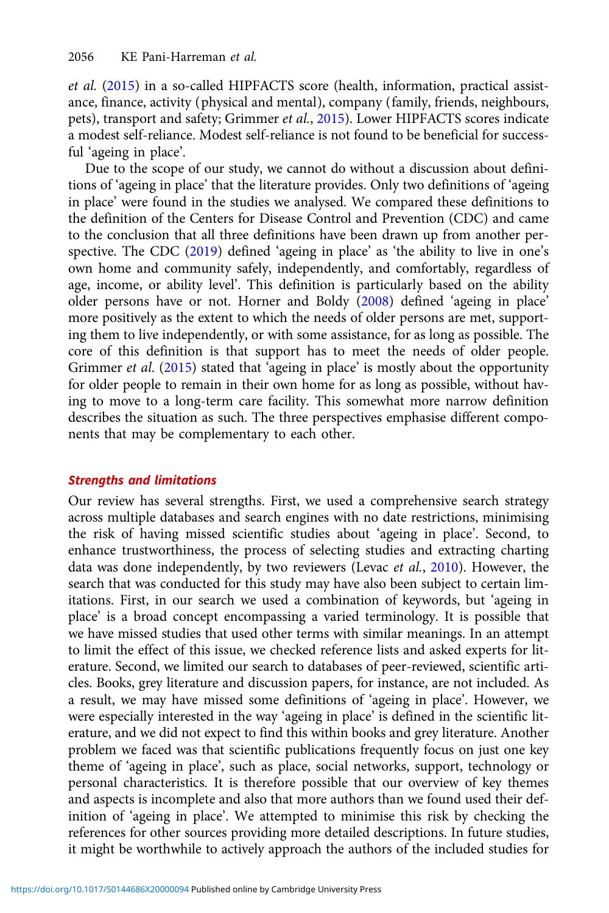*et al.* (2015) in a so-called HIPFACTS score (health, information, practical assistance, finance, activity (physical and mental), company (family, friends, neighbours, pets), transport and safety; Grimmer *et al.*, 2015). Lower HIPFACTS scores indicate a modest self-reliance. Modest self-reliance is not found to be beneficial for successful 'ageing in place'.

Due to the scope of our study, we cannot do without a discussion about definitions of 'ageing in place' that the literature provides. Only two definitions of 'ageing in place' were found in the studies we analysed. We compared these definitions to the definition of the Centers for Disease Control and Prevention (CDC) and came to the conclusion that all three definitions have been drawn up from another perspective. The CDC (2019) defined 'ageing in place' as 'the ability to live in one's own home and community safely, independently, and comfortably, regardless of age, income, or ability level'. This definition is particularly based on the ability older persons have or not. Horner and Boldy (2008) defined 'ageing in place' more positively as the extent to which the needs of older persons are met, supporting them to live independently, or with some assistance, for as long as possible. The core of this definition is that support has to meet the needs of older people. Grimmer *et al.* (2015) stated that 'ageing in place' is mostly about the opportunity for older people to remain in their own home for as long as possible, without having to move to a long-term care facility. This somewhat more narrow definition describes the situation as such. The three perspectives emphasise different components that may be complementary to each other.

### Strengths and limitations

Our review has several strengths. First, we used a comprehensive search strategy across multiple databases and search engines with no date restrictions, minimising the risk of having missed scientific studies about 'ageing in place'. Second, to enhance trustworthiness, the process of selecting studies and extracting charting data was done independently, by two reviewers (Levac *et al.*, 2010). However, the search that was conducted for this study may have also been subject to certain limitations. First, in our search we used a combination of keywords, but 'ageing in place' is a broad concept encompassing a varied terminology. It is possible that we have missed studies that used other terms with similar meanings. In an attempt to limit the effect of this issue, we checked reference lists and asked experts for literature. Second, we limited our search to databases of peer-reviewed, scientific articles. Books, grey literature and discussion papers, for instance, are not included. As a result, we may have missed some definitions of 'ageing in place'. However, we were especially interested in the way 'ageing in place' is defined in the scientific literature, and we did not expect to find this within books and grey literature. Another problem we faced was that scientific publications frequently focus on just one key theme of 'ageing in place', such as place, social networks, support, technology or personal characteristics. It is therefore possible that our overview of key themes and aspects is incomplete and also that more authors than we found used their definition of 'ageing in place'. We attempted to minimise this risk by checking the references for other sources providing more detailed descriptions. In future studies, it might be worthwhile to actively approach the authors of the included studies for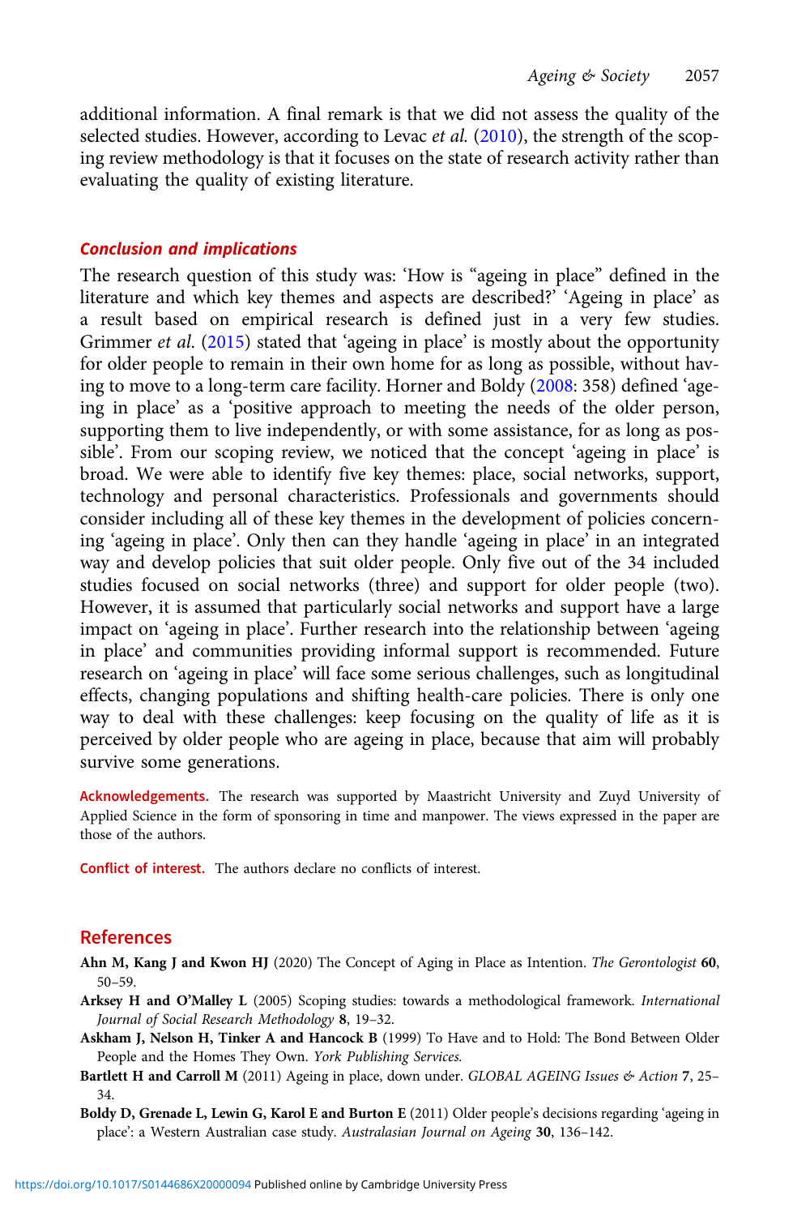additional information. A final remark is that we did not assess the quality of the selected studies. However, according to Levac *et al.* (2010), the strength of the scoping review methodology is that it focuses on the state of research activity rather than evaluating the quality of existing literature.

## Conclusion and implications

The research question of this study was: 'How is "ageing in place" defined in the literature and which key themes and aspects are described?' 'Ageing in place' as a result based on empirical research is defined just in a very few studies. Grimmer *et al.* (2015) stated that 'ageing in place' is mostly about the opportunity for older people to remain in their own home for as long as possible, without having to move to a long-term care facility. Horner and Boldy (2008: 358) defined 'ageing in place' as a 'positive approach to meeting the needs of the older person, supporting them to live independently, or with some assistance, for as long as possible'. From our scoping review, we noticed that the concept 'ageing in place' is broad. We were able to identify five key themes: place, social networks, support, technology and personal characteristics. Professionals and governments should consider including all of these key themes in the development of policies concerning 'ageing in place'. Only then can they handle 'ageing in place' in an integrated way and develop policies that suit older people. Only five out of the 34 included studies focused on social networks (three) and support for older people (two). However, it is assumed that particularly social networks and support have a large impact on 'ageing in place'. Further research into the relationship between 'ageing in place' and communities providing informal support is recommended. Future research on 'ageing in place' will face some serious challenges, such as longitudinal effects, changing populations and shifting health-care policies. There is only one way to deal with these challenges: keep focusing on the quality of life as it is perceived by older people who are ageing in place, because that aim will probably survive some generations.

**Acknowledgements.** The research was supported by Maastricht University and Zuyd University of Applied Science in the form of sponsoring in time and manpower. The views expressed in the paper are those of the authors.

**Conflict of interest.** The authors declare no conflicts of interest.

## References

**Ahn M, Kang J and Kwon HJ** (2020) The Concept of Aging in Place as Intention. *The Gerontologist* **60**, 50–59.

**Arksey H and O'Malley L** (2005) Scoping studies: towards a methodological framework. *International Journal of Social Research Methodology* **8**, 19–32.

**Askham J, Nelson H, Tinker A and Hancock B** (1999) To Have and to Hold: The Bond Between Older People and the Homes They Own. *York Publishing Services.*

**Bartlett H and Carroll M** (2011) Ageing in place, down under. *GLOBAL AGEING Issues & Action* **7**, 25–34.

**Boldy D, Grenade L, Lewin G, Karol E and Burton E** (2011) Older people's decisions regarding 'ageing in place': a Western Australian case study. *Australasian Journal on Ageing* **30**, 136–142.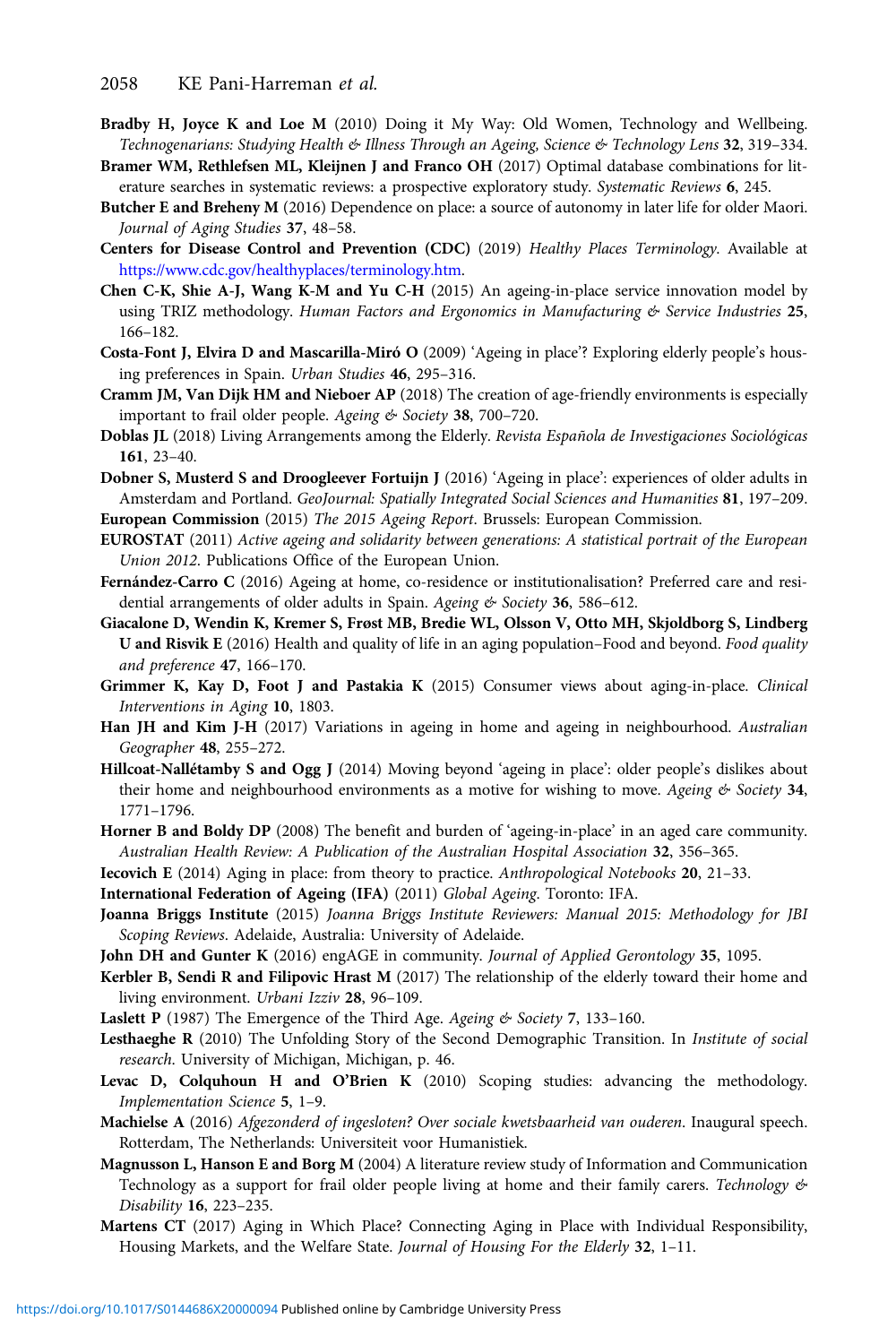**Bradby H, Joyce K and Loe M** (2010) Doing it My Way: Old Women, Technology and Wellbeing. *Technogenarians: Studying Health & Illness Through an Ageing, Science & Technology Lens* **32**, 319–334.

**Bramer WM, Rethlefsen ML, Kleijnen J and Franco OH** (2017) Optimal database combinations for literature searches in systematic reviews: a prospective exploratory study. *Systematic Reviews* **6**, 245.

**Butcher E and Breheny M** (2016) Dependence on place: a source of autonomy in later life for older Maori. *Journal of Aging Studies* **37**, 48–58.

**Centers for Disease Control and Prevention (CDC)** (2019) *Healthy Places Terminology*. Available at https://www.cdc.gov/healthyplaces/terminology.htm.

**Chen C-K, Shie A-J, Wang K-M and Yu C-H** (2015) An ageing-in-place service innovation model by using TRIZ methodology. *Human Factors and Ergonomics in Manufacturing & Service Industries* **25**, 166–182.

**Costa-Font J, Elvira D and Mascarilla-Miró O** (2009) 'Ageing in place'? Exploring elderly people's housing preferences in Spain. *Urban Studies* **46**, 295–316.

**Cramm JM, Van Dijk HM and Nieboer AP** (2018) The creation of age-friendly environments is especially important to frail older people. *Ageing & Society* **38**, 700–720.

**Doblas JL** (2018) Living Arrangements among the Elderly. *Revista Española de Investigaciones Sociológicas* **161**, 23–40.

**Dobner S, Musterd S and Droogleever Fortuijn J** (2016) 'Ageing in place': experiences of older adults in Amsterdam and Portland. *GeoJournal: Spatially Integrated Social Sciences and Humanities* **81**, 197–209.

**European Commission** (2015) *The 2015 Ageing Report*. Brussels: European Commission.

**EUROSTAT** (2011) *Active ageing and solidarity between generations: A statistical portrait of the European Union 2012*. Publications Office of the European Union.

**Fernández-Carro C** (2016) Ageing at home, co-residence or institutionalisation? Preferred care and residential arrangements of older adults in Spain. *Ageing & Society* **36**, 586–612.

**Giacalone D, Wendin K, Kremer S, Frøst MB, Bredie WL, Olsson V, Otto MH, Skjoldborg S, Lindberg U and Risvik E** (2016) Health and quality of life in an aging population–Food and beyond. *Food quality and preference* **47**, 166–170.

**Grimmer K, Kay D, Foot J and Pastakia K** (2015) Consumer views about aging-in-place. *Clinical Interventions in Aging* **10**, 1803.

**Han JH and Kim J-H** (2017) Variations in ageing in home and ageing in neighbourhood. *Australian Geographer* **48**, 255–272.

**Hillcoat-Nallétamby S and Ogg J** (2014) Moving beyond 'ageing in place': older people's dislikes about their home and neighbourhood environments as a motive for wishing to move. *Ageing & Society* **34**, 1771–1796.

**Horner B and Boldy DP** (2008) The benefit and burden of 'ageing-in-place' in an aged care community. *Australian Health Review: A Publication of the Australian Hospital Association* **32**, 356–365.

**Iecovich E** (2014) Aging in place: from theory to practice. *Anthropological Notebooks* **20**, 21–33.

**International Federation of Ageing (IFA)** (2011) *Global Ageing*. Toronto: IFA.

**Joanna Briggs Institute** (2015) *Joanna Briggs Institute Reviewers: Manual 2015: Methodology for JBI Scoping Reviews*. Adelaide, Australia: University of Adelaide.

**John DH and Gunter K** (2016) engAGE in community. *Journal of Applied Gerontology* **35**, 1095.

**Kerbler B, Sendi R and Filipovic Hrast M** (2017) The relationship of the elderly toward their home and living environment. *Urbani Izziv* **28**, 96–109.

**Laslett P** (1987) The Emergence of the Third Age. *Ageing & Society* **7**, 133–160.

**Lesthaeghe R** (2010) The Unfolding Story of the Second Demographic Transition. In *Institute of social research*. University of Michigan, Michigan, p. 46.

**Levac D, Colquhoun H and O'Brien K** (2010) Scoping studies: advancing the methodology. *Implementation Science* **5**, 1–9.

**Machielse A** (2016) *Afgezonderd of ingesloten? Over sociale kwetsbaarheid van ouderen*. Inaugural speech. Rotterdam, The Netherlands: Universiteit voor Humanistiek.

**Magnusson L, Hanson E and Borg M** (2004) A literature review study of Information and Communication Technology as a support for frail older people living at home and their family carers. *Technology & Disability* **16**, 223–235.

**Martens CT** (2017) Aging in Which Place? Connecting Aging in Place with Individual Responsibility, Housing Markets, and the Welfare State. *Journal of Housing For the Elderly* **32**, 1–11.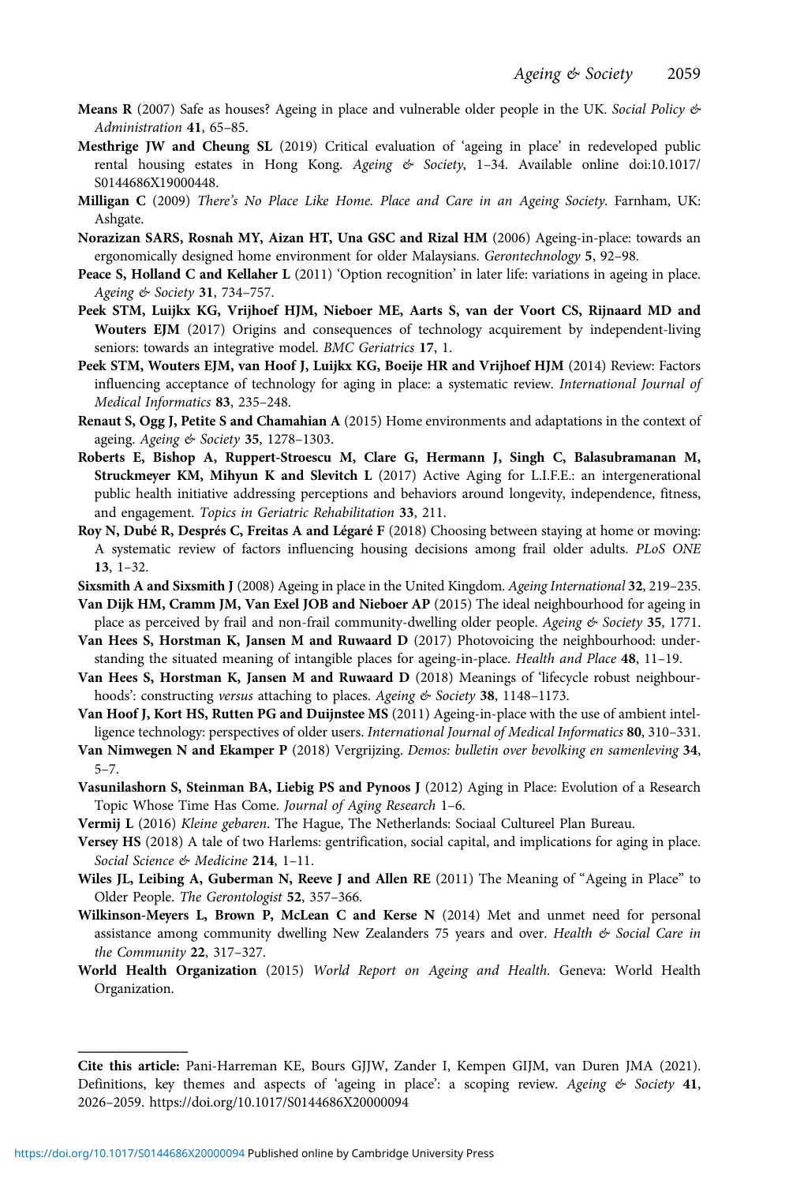**Means R** (2007) Safe as houses? Ageing in place and vulnerable older people in the UK. *Social Policy & Administration* **41**, 65–85.

**Mesthrige JW and Cheung SL** (2019) Critical evaluation of 'ageing in place' in redeveloped public rental housing estates in Hong Kong. *Ageing & Society*, 1–34. Available online doi:10.1017/S0144686X19000448.

**Milligan C** (2009) *There's No Place Like Home. Place and Care in an Ageing Society*. Farnham, UK: Ashgate.

**Norazizan SARS, Rosnah MY, Aizan HT, Una GSC and Rizal HM** (2006) Ageing-in-place: towards an ergonomically designed home environment for older Malaysians. *Gerontechnology* **5**, 92–98.

**Peace S, Holland C and Kellaher L** (2011) 'Option recognition' in later life: variations in ageing in place. *Ageing & Society* **31**, 734–757.

**Peek STM, Luijkx KG, Vrijhoef HJM, Nieboer ME, Aarts S, van der Voort CS, Rijnaard MD and Wouters EJM** (2017) Origins and consequences of technology acquirement by independent-living seniors: towards an integrative model. *BMC Geriatrics* **17**, 1.

**Peek STM, Wouters EJM, van Hoof J, Luijkx KG, Boeije HR and Vrijhoef HJM** (2014) Review: Factors influencing acceptance of technology for aging in place: a systematic review. *International Journal of Medical Informatics* **83**, 235–248.

**Renaut S, Ogg J, Petite S and Chamahian A** (2015) Home environments and adaptations in the context of ageing. *Ageing & Society* **35**, 1278–1303.

**Roberts E, Bishop A, Ruppert-Stroescu M, Clare G, Hermann J, Singh C, Balasubramanan M, Struckmeyer KM, Mihyun K and Slevitch L** (2017) Active Aging for L.I.F.E.: an intergenerational public health initiative addressing perceptions and behaviors around longevity, independence, fitness, and engagement. *Topics in Geriatric Rehabilitation* **33**, 211.

**Roy N, Dubé R, Després C, Freitas A and Légaré F** (2018) Choosing between staying at home or moving: A systematic review of factors influencing housing decisions among frail older adults. *PLoS ONE* **13**, 1–32.

**Sixsmith A and Sixsmith J** (2008) Ageing in place in the United Kingdom. *Ageing International* **32**, 219–235.

**Van Dijk HM, Cramm JM, Van Exel JOB and Nieboer AP** (2015) The ideal neighbourhood for ageing in place as perceived by frail and non-frail community-dwelling older people. *Ageing & Society* **35**, 1771.

**Van Hees S, Horstman K, Jansen M and Ruwaard D** (2017) Photovoicing the neighbourhood: understanding the situated meaning of intangible places for ageing-in-place. *Health and Place* **48**, 11–19.

**Van Hees S, Horstman K, Jansen M and Ruwaard D** (2018) Meanings of 'lifecycle robust neighbourhoods': constructing *versus* attaching to places. *Ageing & Society* **38**, 1148–1173.

**Van Hoof J, Kort HS, Rutten PG and Duijnstee MS** (2011) Ageing-in-place with the use of ambient intelligence technology: perspectives of older users. *International Journal of Medical Informatics* **80**, 310–331.

**Van Nimwegen N and Ekamper P** (2018) Vergrijzing. *Demos: bulletin over bevolking en samenleving* **34**, 5–7.

**Vasunilashorn S, Steinman BA, Liebig PS and Pynoos J** (2012) Aging in Place: Evolution of a Research Topic Whose Time Has Come. *Journal of Aging Research* 1–6.

**Vermij L** (2016) *Kleine gebaren*. The Hague, The Netherlands: Sociaal Cultureel Plan Bureau.

**Versey HS** (2018) A tale of two Harlems: gentrification, social capital, and implications for aging in place. *Social Science & Medicine* **214**, 1–11.

**Wiles JL, Leibing A, Guberman N, Reeve J and Allen RE** (2011) The Meaning of "Ageing in Place" to Older People. *The Gerontologist* **52**, 357–366.

**Wilkinson-Meyers L, Brown P, McLean C and Kerse N** (2014) Met and unmet need for personal assistance among community dwelling New Zealanders 75 years and over. *Health & Social Care in the Community* **22**, 317–327.

**World Health Organization** (2015) *World Report on Ageing and Health*. Geneva: World Health Organization.

---

**Cite this article:** Pani-Harreman KE, Bours GJJW, Zander I, Kempen GIJM, van Duren JMA (2021). Definitions, key themes and aspects of 'ageing in place': a scoping review. *Ageing & Society* **41**, 2026–2059. https://doi.org/10.1017/S0144686X20000094